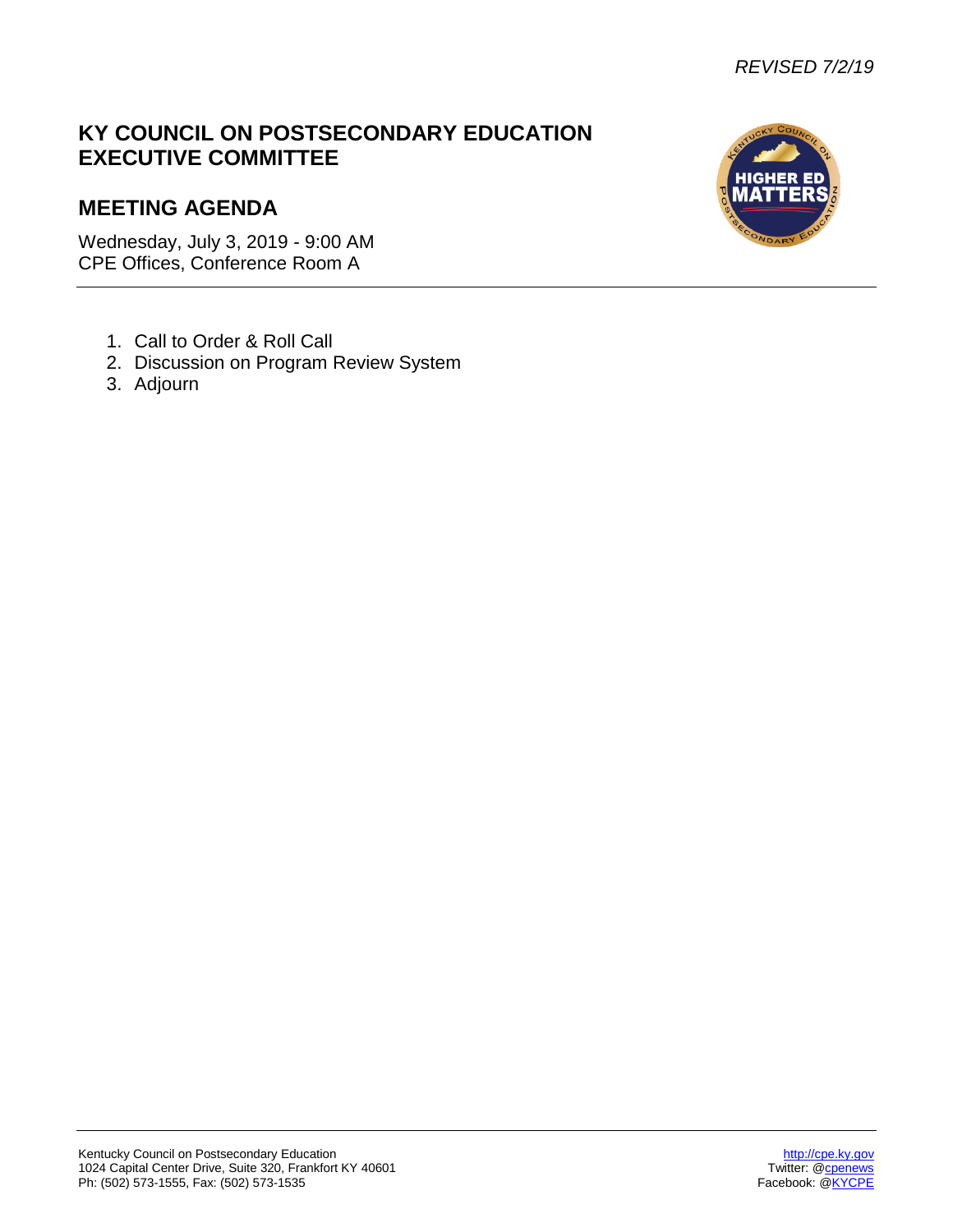*REVISED 7/2/19*

# KY COUNCIL ON POSTSECONDARY EDUCATION EXECUTIVE COMMITTEE

## MEETING AGENDA

Wednesday, July 3, 2019 - 9:00 AM
CPE Offices, Conference Room A

1. Call to Order & Roll Call
2. Discussion on Program Review System
3. Adjourn

Kentucky Council on Postsecondary Education
1024 Capital Center Drive, Suite 320, Frankfort KY 40601
Ph: (502) 573-1555, Fax: (502) 573-1535

http://cpe.ky.gov
Twitter: @cpenews
Facebook: @KYCPE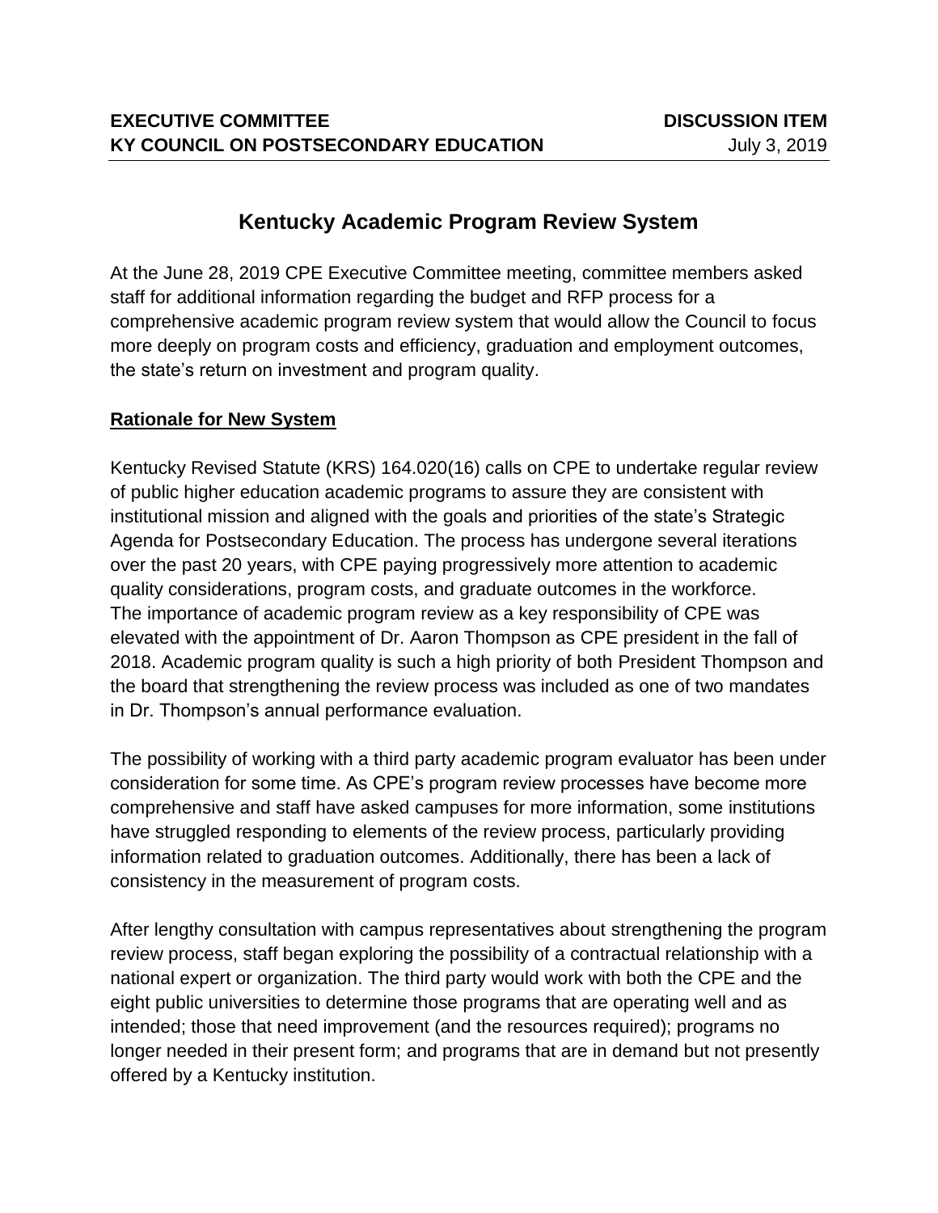**EXECUTIVE COMMITTEE** | **DISCUSSION ITEM**
**KY COUNCIL ON POSTSECONDARY EDUCATION** | July 3, 2019

# Kentucky Academic Program Review System

At the June 28, 2019 CPE Executive Committee meeting, committee members asked staff for additional information regarding the budget and RFP process for a comprehensive academic program review system that would allow the Council to focus more deeply on program costs and efficiency, graduation and employment outcomes, the state's return on investment and program quality.

## Rationale for New System

Kentucky Revised Statute (KRS) 164.020(16) calls on CPE to undertake regular review of public higher education academic programs to assure they are consistent with institutional mission and aligned with the goals and priorities of the state's Strategic Agenda for Postsecondary Education. The process has undergone several iterations over the past 20 years, with CPE paying progressively more attention to academic quality considerations, program costs, and graduate outcomes in the workforce. The importance of academic program review as a key responsibility of CPE was elevated with the appointment of Dr. Aaron Thompson as CPE president in the fall of 2018. Academic program quality is such a high priority of both President Thompson and the board that strengthening the review process was included as one of two mandates in Dr. Thompson's annual performance evaluation.

The possibility of working with a third party academic program evaluator has been under consideration for some time. As CPE's program review processes have become more comprehensive and staff have asked campuses for more information, some institutions have struggled responding to elements of the review process, particularly providing information related to graduation outcomes. Additionally, there has been a lack of consistency in the measurement of program costs.

After lengthy consultation with campus representatives about strengthening the program review process, staff began exploring the possibility of a contractual relationship with a national expert or organization. The third party would work with both the CPE and the eight public universities to determine those programs that are operating well and as intended; those that need improvement (and the resources required); programs no longer needed in their present form; and programs that are in demand but not presently offered by a Kentucky institution.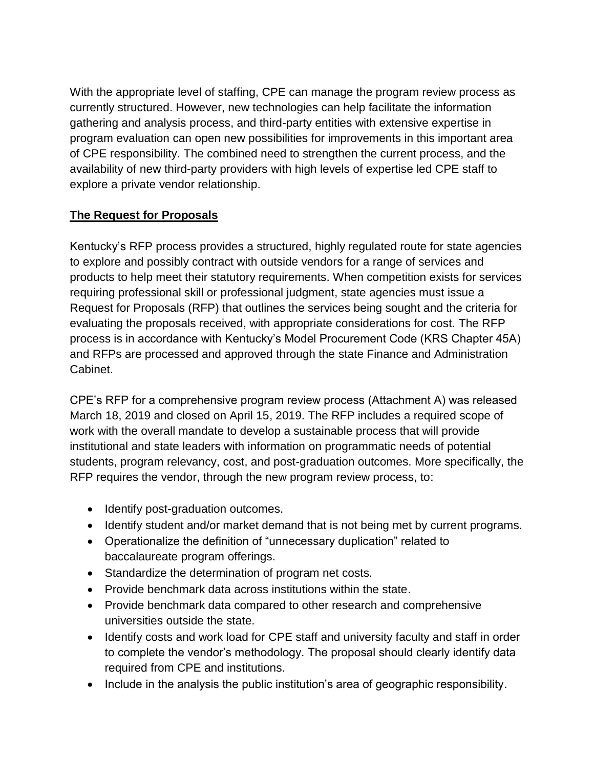With the appropriate level of staffing, CPE can manage the program review process as currently structured. However, new technologies can help facilitate the information gathering and analysis process, and third-party entities with extensive expertise in program evaluation can open new possibilities for improvements in this important area of CPE responsibility. The combined need to strengthen the current process, and the availability of new third-party providers with high levels of expertise led CPE staff to explore a private vendor relationship.

## **The Request for Proposals**

Kentucky's RFP process provides a structured, highly regulated route for state agencies to explore and possibly contract with outside vendors for a range of services and products to help meet their statutory requirements. When competition exists for services requiring professional skill or professional judgment, state agencies must issue a Request for Proposals (RFP) that outlines the services being sought and the criteria for evaluating the proposals received, with appropriate considerations for cost. The RFP process is in accordance with Kentucky's Model Procurement Code (KRS Chapter 45A) and RFPs are processed and approved through the state Finance and Administration Cabinet.

CPE's RFP for a comprehensive program review process (Attachment A) was released March 18, 2019 and closed on April 15, 2019. The RFP includes a required scope of work with the overall mandate to develop a sustainable process that will provide institutional and state leaders with information on programmatic needs of potential students, program relevancy, cost, and post-graduation outcomes. More specifically, the RFP requires the vendor, through the new program review process, to:

- Identify post-graduation outcomes.
- Identify student and/or market demand that is not being met by current programs.
- Operationalize the definition of "unnecessary duplication" related to baccalaureate program offerings.
- Standardize the determination of program net costs.
- Provide benchmark data across institutions within the state.
- Provide benchmark data compared to other research and comprehensive universities outside the state.
- Identify costs and work load for CPE staff and university faculty and staff in order to complete the vendor's methodology. The proposal should clearly identify data required from CPE and institutions.
- Include in the analysis the public institution's area of geographic responsibility.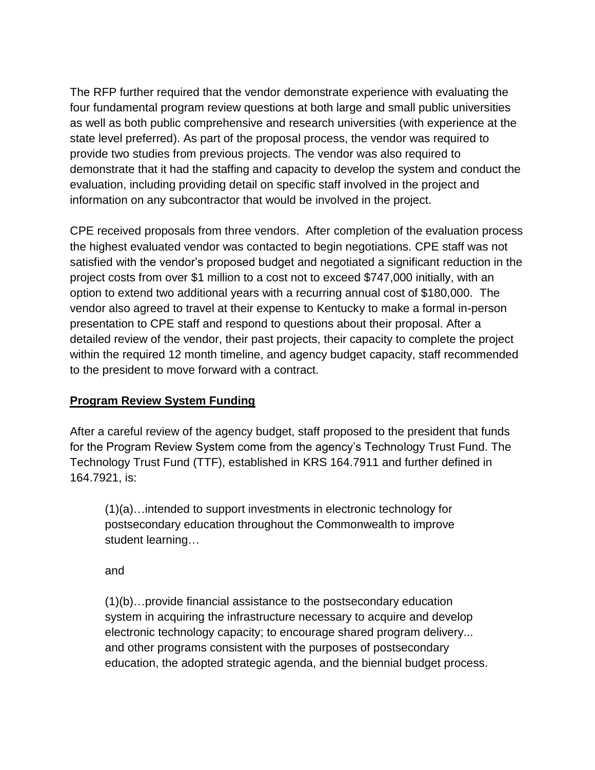The RFP further required that the vendor demonstrate experience with evaluating the four fundamental program review questions at both large and small public universities as well as both public comprehensive and research universities (with experience at the state level preferred). As part of the proposal process, the vendor was required to provide two studies from previous projects. The vendor was also required to demonstrate that it had the staffing and capacity to develop the system and conduct the evaluation, including providing detail on specific staff involved in the project and information on any subcontractor that would be involved in the project.

CPE received proposals from three vendors. After completion of the evaluation process the highest evaluated vendor was contacted to begin negotiations. CPE staff was not satisfied with the vendor's proposed budget and negotiated a significant reduction in the project costs from over $1 million to a cost not to exceed $747,000 initially, with an option to extend two additional years with a recurring annual cost of $180,000. The vendor also agreed to travel at their expense to Kentucky to make a formal in-person presentation to CPE staff and respond to questions about their proposal. After a detailed review of the vendor, their past projects, their capacity to complete the project within the required 12 month timeline, and agency budget capacity, staff recommended to the president to move forward with a contract.

**Program Review System Funding**

After a careful review of the agency budget, staff proposed to the president that funds for the Program Review System come from the agency's Technology Trust Fund. The Technology Trust Fund (TTF), established in KRS 164.7911 and further defined in 164.7921, is:

> (1)(a)…intended to support investments in electronic technology for postsecondary education throughout the Commonwealth to improve student learning…
>
> and
>
> (1)(b)…provide financial assistance to the postsecondary education system in acquiring the infrastructure necessary to acquire and develop electronic technology capacity; to encourage shared program delivery... and other programs consistent with the purposes of postsecondary education, the adopted strategic agenda, and the biennial budget process.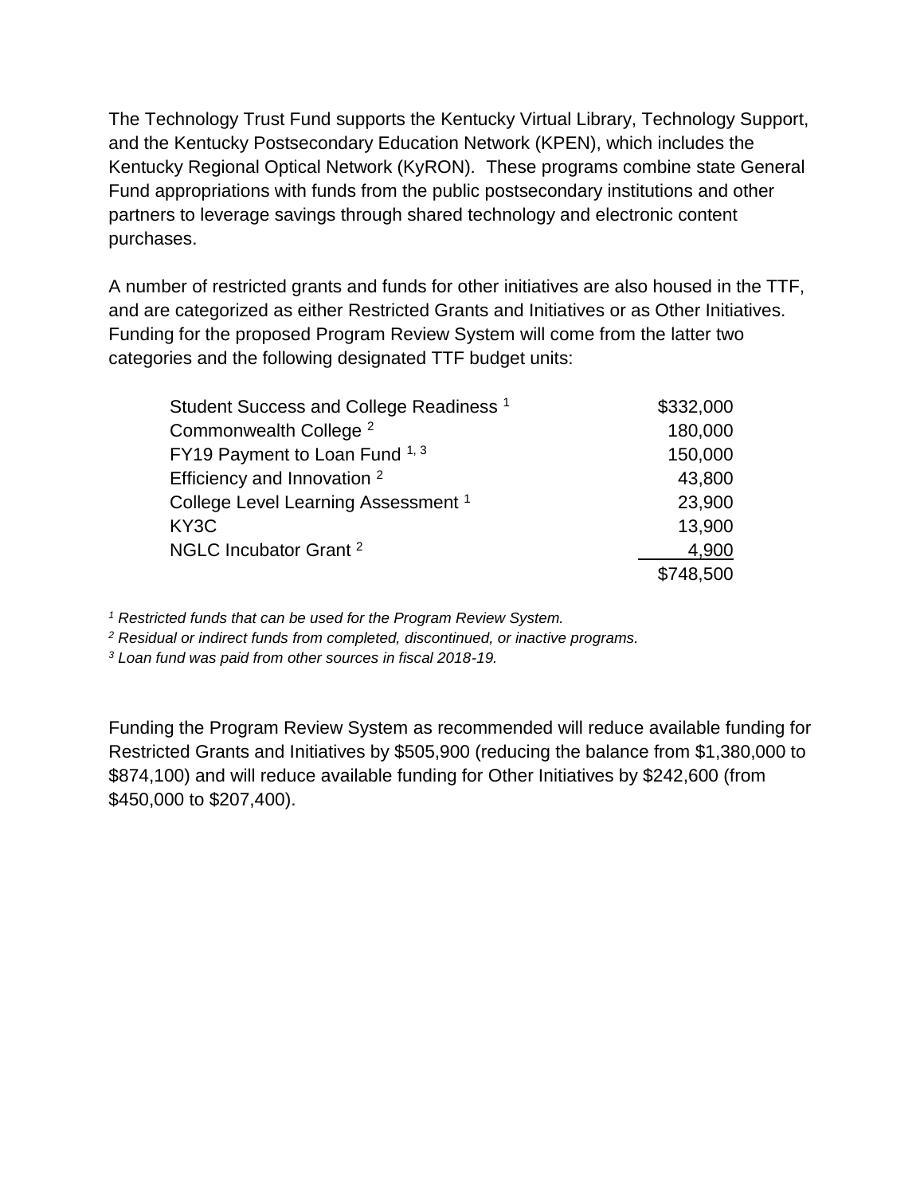The Technology Trust Fund supports the Kentucky Virtual Library, Technology Support, and the Kentucky Postsecondary Education Network (KPEN), which includes the Kentucky Regional Optical Network (KyRON). These programs combine state General Fund appropriations with funds from the public postsecondary institutions and other partners to leverage savings through shared technology and electronic content purchases.

A number of restricted grants and funds for other initiatives are also housed in the TTF, and are categorized as either Restricted Grants and Initiatives or as Other Initiatives. Funding for the proposed Program Review System will come from the latter two categories and the following designated TTF budget units:

| | |
|---|---:|
| Student Success and College Readiness [1] | \$332,000 |
| Commonwealth College [2] | 180,000 |
| FY19 Payment to Loan Fund [1,3] | 150,000 |
| Efficiency and Innovation [2] | 43,800 |
| College Level Learning Assessment [1] | 23,900 |
| KY3C | 13,900 |
| NGLC Incubator Grant [2] | 4,900 |
| | \$748,500 |

*[1] Restricted funds that can be used for the Program Review System.*
*[2] Residual or indirect funds from completed, discontinued, or inactive programs.*
*[3] Loan fund was paid from other sources in fiscal 2018-19.*

Funding the Program Review System as recommended will reduce available funding for Restricted Grants and Initiatives by \$505,900 (reducing the balance from \$1,380,000 to \$874,100) and will reduce available funding for Other Initiatives by \$242,600 (from \$450,000 to \$207,400).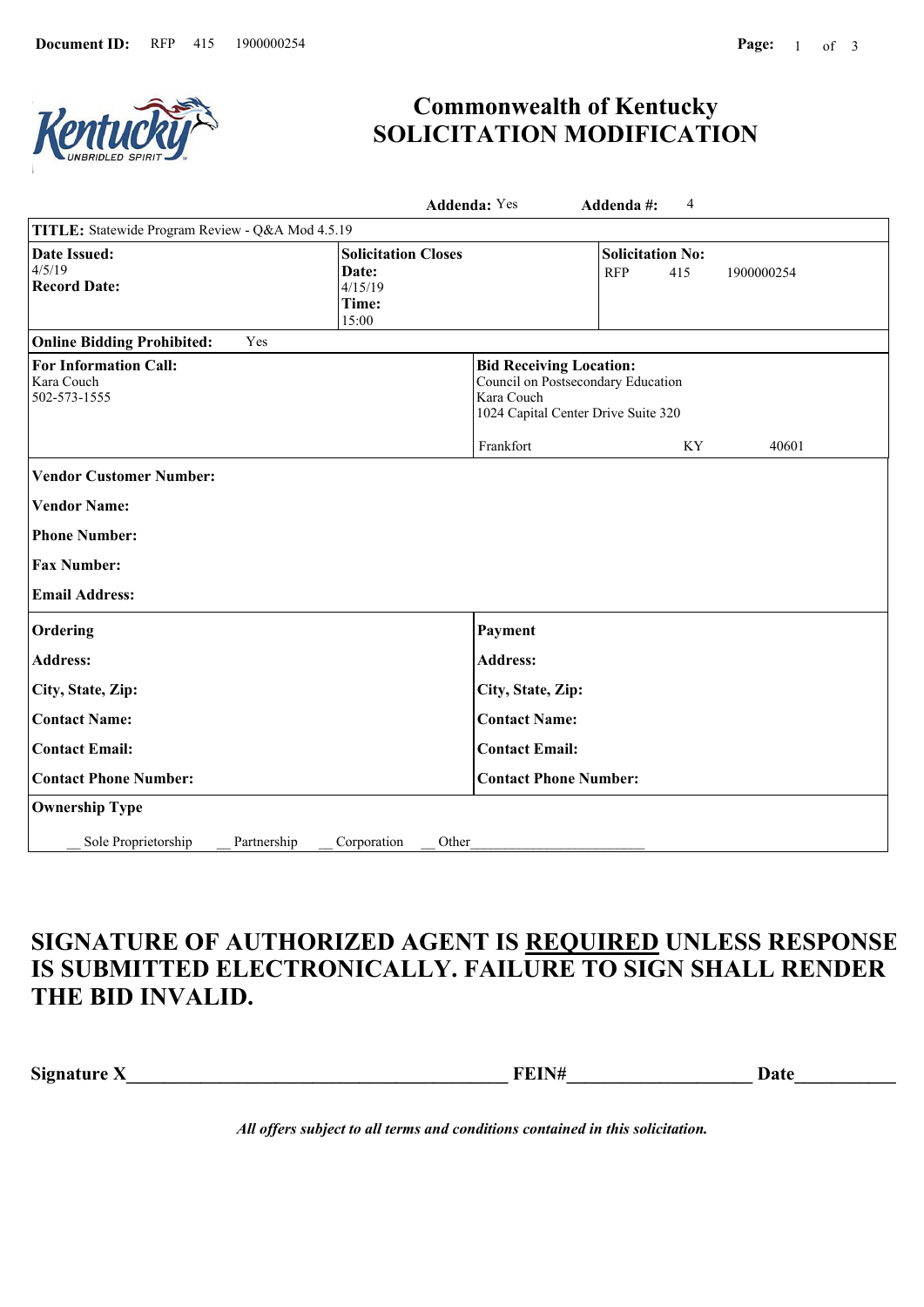**Document ID:** RFP 415 1900000254

# Commonwealth of Kentucky
# SOLICITATION MODIFICATION

**Addenda:** Yes **Addenda #:** 4

| **TITLE:** Statewide Program Review - Q&A Mod 4.5.19 | | |
|---|---|---|
| **Date Issued:** 4/5/19<br>**Record Date:** | **Solicitation Closes Date:** 4/15/19<br>**Time:** 15:00 | **Solicitation No:** RFP 415 1900000254 |
| **Online Bidding Prohibited:** Yes | | |
| **For Information Call:**<br>Kara Couch<br>502-573-1555 | **Bid Receiving Location:**<br>Council on Postsecondary Education<br>Kara Couch<br>1024 Capital Center Drive Suite 320<br>Frankfort KY 40601 | |

**Vendor Customer Number:**

**Vendor Name:**

**Phone Number:**

**Fax Number:**

**Email Address:**

| **Ordering** | **Payment** |
|---|---|
| **Address:** | **Address:** |
| **City, State, Zip:** | **City, State, Zip:** |
| **Contact Name:** | **Contact Name:** |
| **Contact Email:** | **Contact Email:** |
| **Contact Phone Number:** | **Contact Phone Number:** |

**Ownership Type**

__ Sole Proprietorship __ Partnership __ Corporation __ Other________________________

## SIGNATURE OF AUTHORIZED AGENT IS REQUIRED UNLESS RESPONSE IS SUBMITTED ELECTRONICALLY. FAILURE TO SIGN SHALL RENDER THE BID INVALID.

**Signature X**________________________________________ **FEIN#**___________________ **Date**__________

*All offers subject to all terms and conditions contained in this solicitation.*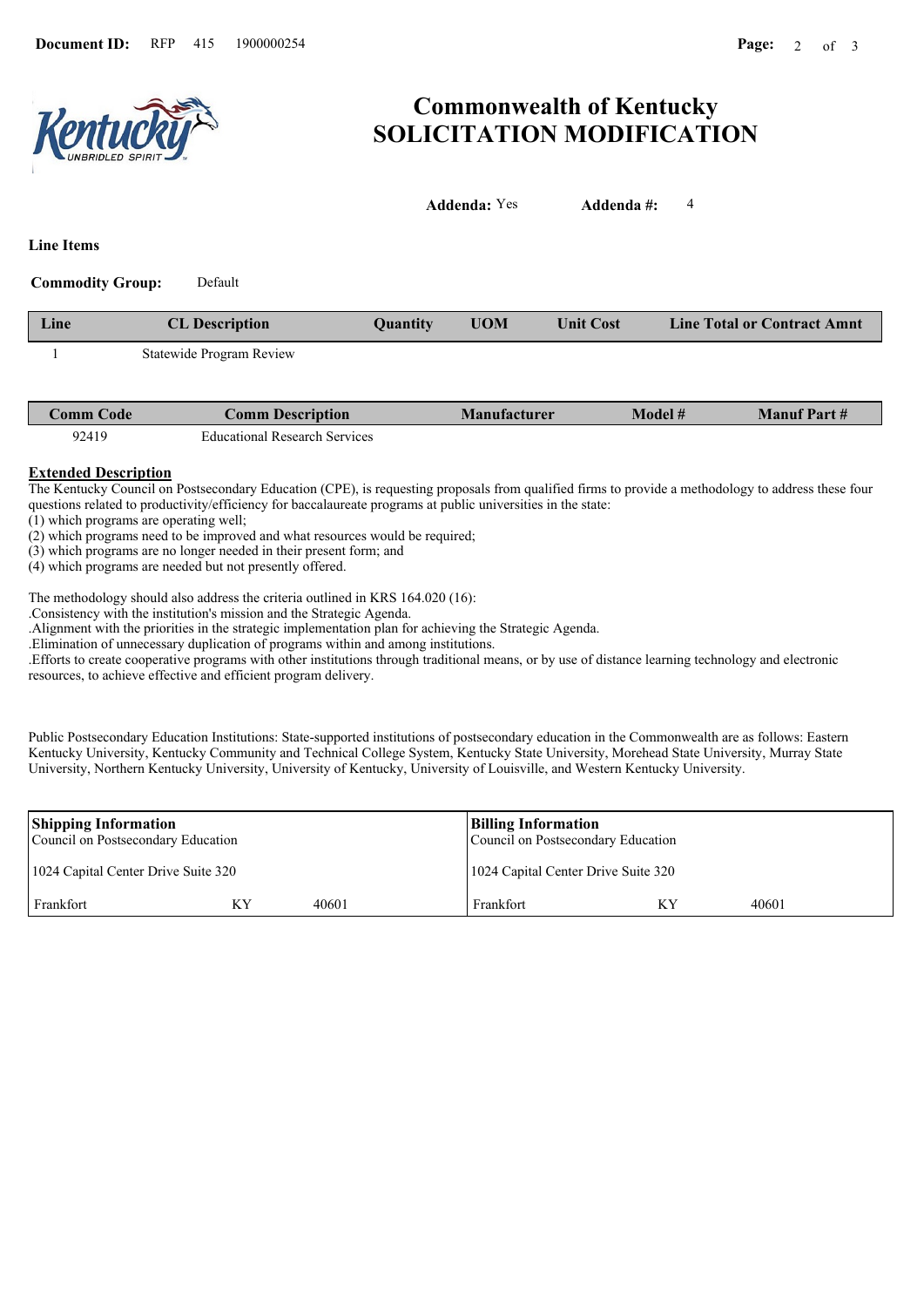# Commonwealth of Kentucky
# SOLICITATION MODIFICATION

**Addenda:** Yes **Addenda #:** 4

**Line Items**

**Commodity Group:** Default

| Line | CL Description | Quantity | UOM | Unit Cost | Line Total or Contract Amnt |
|---|---|---|---|---|---|
| 1 | Statewide Program Review | | | | |

| Comm Code | Comm Description | Manufacturer | Model # | Manuf Part # |
|---|---|---|---|---|
| 92419 | Educational Research Services | | | |

**Extended Description**

The Kentucky Council on Postsecondary Education (CPE), is requesting proposals from qualified firms to provide a methodology to address these four questions related to productivity/efficiency for baccalaureate programs at public universities in the state:
(1) which programs are operating well;
(2) which programs need to be improved and what resources would be required;
(3) which programs are no longer needed in their present form; and
(4) which programs are needed but not presently offered.

The methodology should also address the criteria outlined in KRS 164.020 (16):
.Consistency with the institution's mission and the Strategic Agenda.
.Alignment with the priorities in the strategic implementation plan for achieving the Strategic Agenda.
.Elimination of unnecessary duplication of programs within and among institutions.
.Efforts to create cooperative programs with other institutions through traditional means, or by use of distance learning technology and electronic resources, to achieve effective and efficient program delivery.

Public Postsecondary Education Institutions: State-supported institutions of postsecondary education in the Commonwealth are as follows: Eastern Kentucky University, Kentucky Community and Technical College System, Kentucky State University, Morehead State University, Murray State University, Northern Kentucky University, University of Kentucky, University of Louisville, and Western Kentucky University.

| **Shipping Information** | | | **Billing Information** | | |
|---|---|---|---|---|---|
| Council on Postsecondary Education | | | Council on Postsecondary Education | | |
| 1024 Capital Center Drive Suite 320 | | | 1024 Capital Center Drive Suite 320 | | |
| Frankfort | KY | 40601 | Frankfort | KY | 40601 |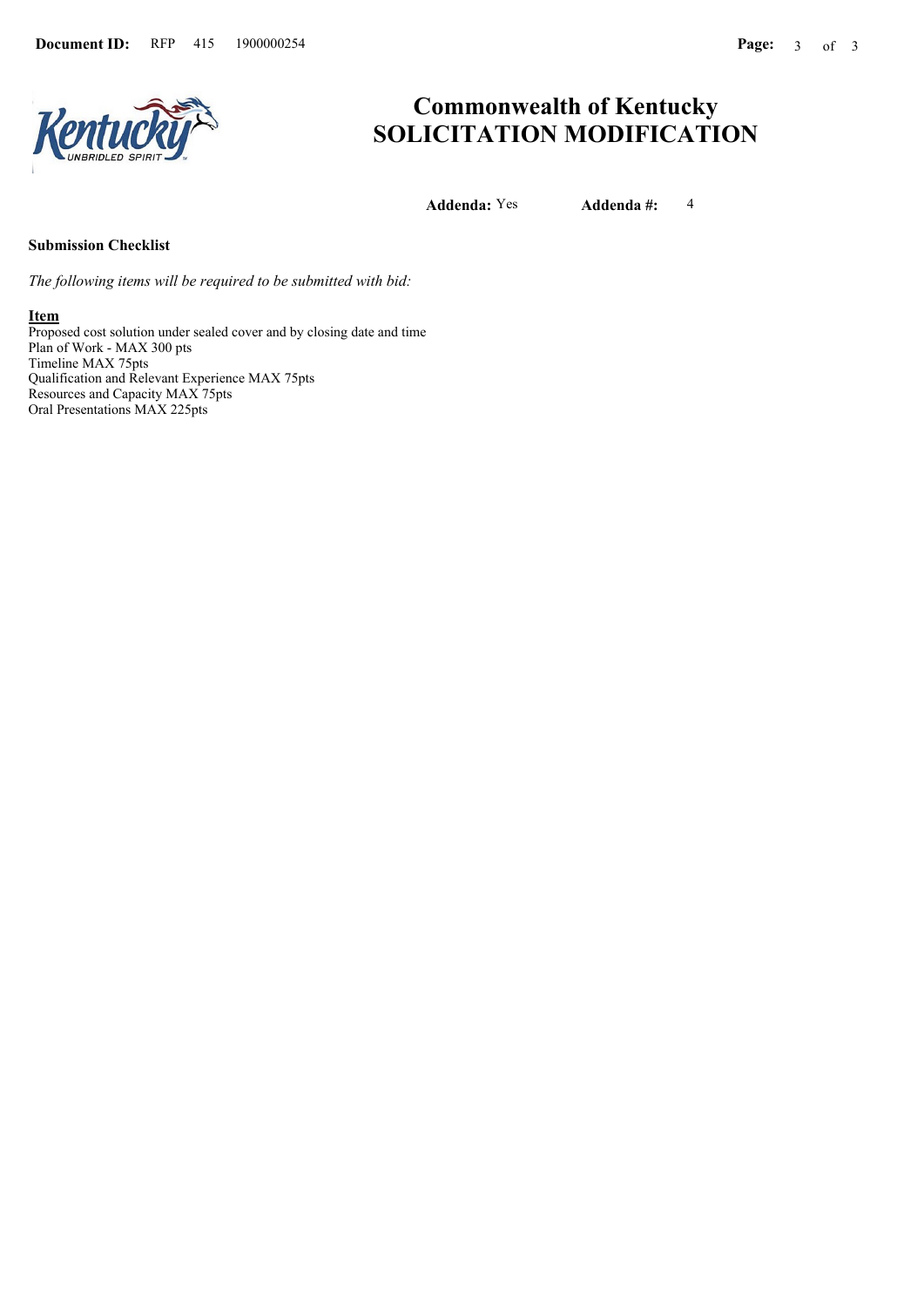# Commonwealth of Kentucky
# SOLICITATION MODIFICATION

**Addenda:** Yes **Addenda #:** 4

**Submission Checklist**

*The following items will be required to be submitted with bid:*

**Item**

Proposed cost solution under sealed cover and by closing date and time
Plan of Work - MAX 300 pts
Timeline MAX 75pts
Qualification and Relevant Experience MAX 75pts
Resources and Capacity MAX 75pts
Oral Presentations MAX 225pts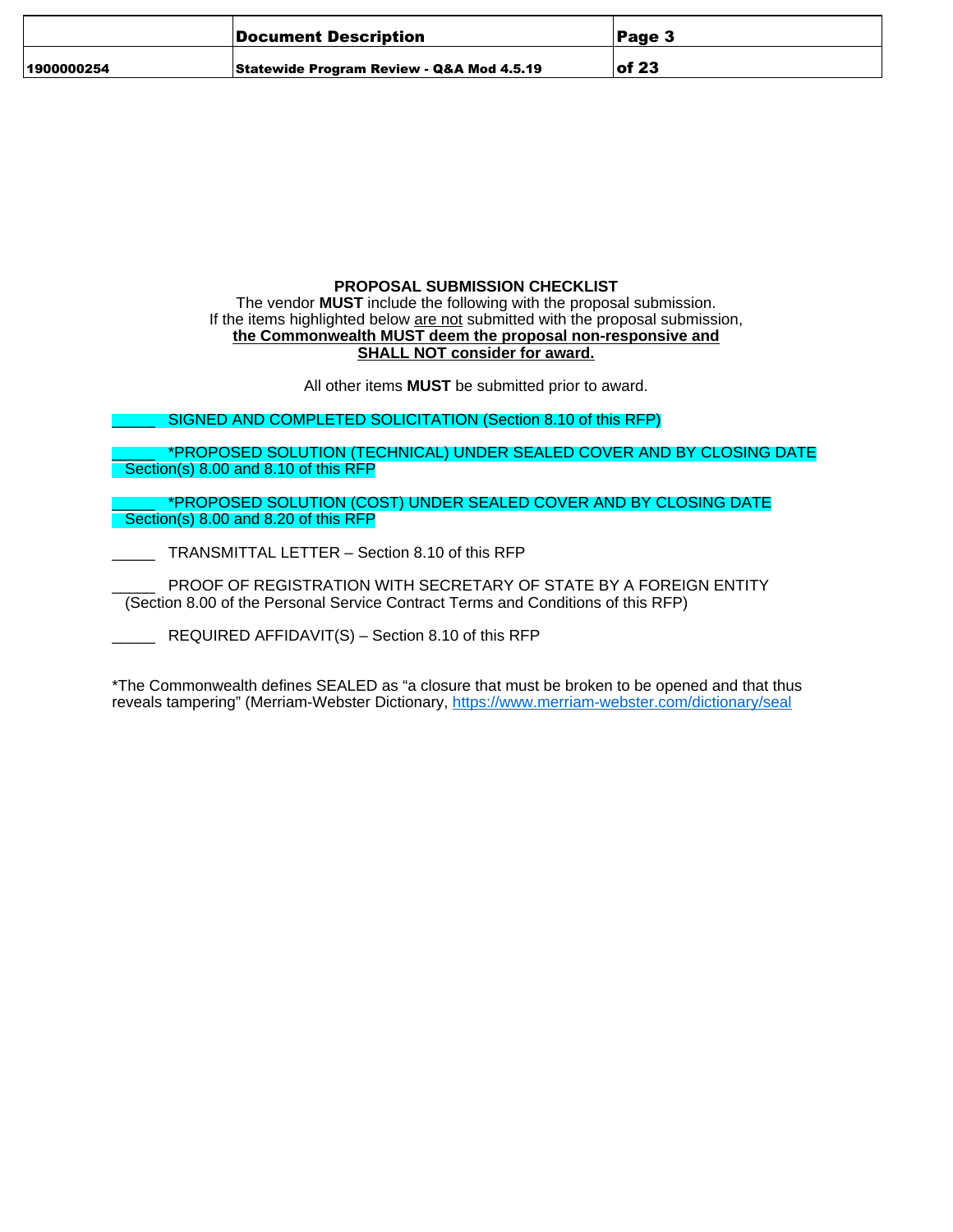**PROPOSAL SUBMISSION CHECKLIST**

The vendor **MUST** include the following with the proposal submission.
If the items highlighted below are not submitted with the proposal submission,
**the Commonwealth MUST deem the proposal non-responsive and SHALL NOT consider for award.**

All other items **MUST** be submitted prior to award.

_____ SIGNED AND COMPLETED SOLICITATION (Section 8.10 of this RFP)

_____ *PROPOSED SOLUTION (TECHNICAL) UNDER SEALED COVER AND BY CLOSING DATE Section(s) 8.00 and 8.10 of this RFP

_____ *PROPOSED SOLUTION (COST) UNDER SEALED COVER AND BY CLOSING DATE Section(s) 8.00 and 8.20 of this RFP

_____ TRANSMITTAL LETTER – Section 8.10 of this RFP

_____ PROOF OF REGISTRATION WITH SECRETARY OF STATE BY A FOREIGN ENTITY (Section 8.00 of the Personal Service Contract Terms and Conditions of this RFP)

_____ REQUIRED AFFIDAVIT(S) – Section 8.10 of this RFP

*The Commonwealth defines SEALED as "a closure that must be broken to be opened and that thus reveals tampering" (Merriam-Webster Dictionary, https://www.merriam-webster.com/dictionary/seal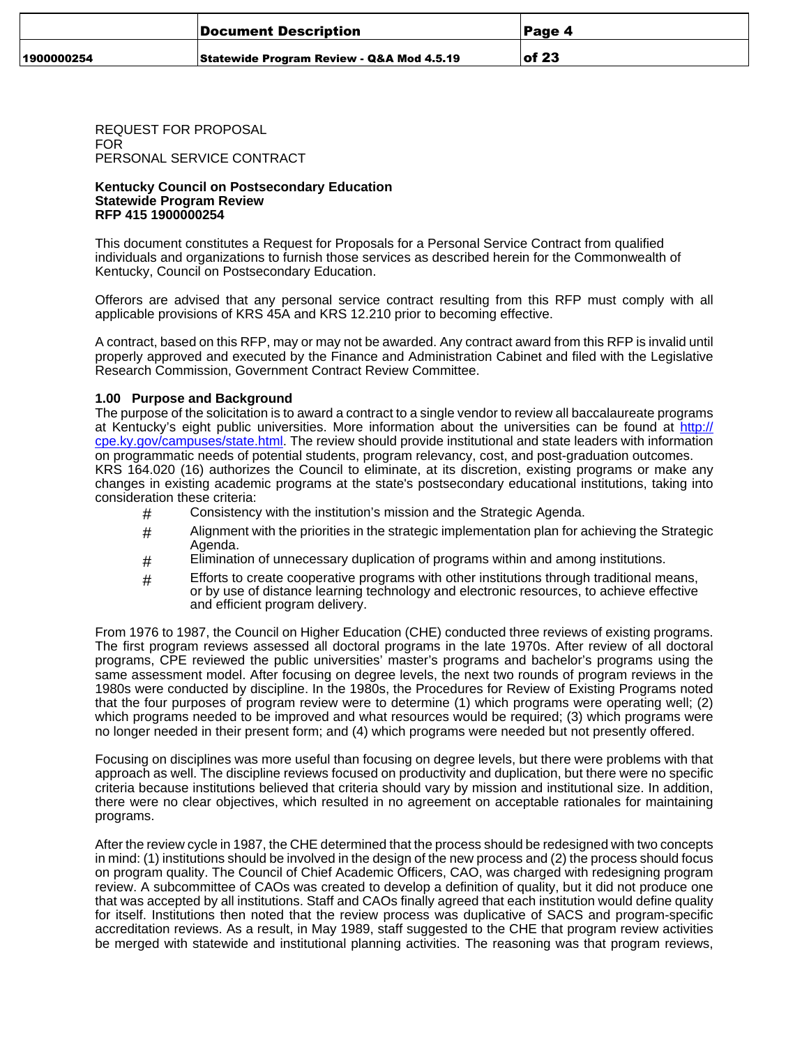REQUEST FOR PROPOSAL
FOR
PERSONAL SERVICE CONTRACT

**Kentucky Council on Postsecondary Education**
**Statewide Program Review**
**RFP 415 1900000254**

This document constitutes a Request for Proposals for a Personal Service Contract from qualified individuals and organizations to furnish those services as described herein for the Commonwealth of Kentucky, Council on Postsecondary Education.

Offerors are advised that any personal service contract resulting from this RFP must comply with all applicable provisions of KRS 45A and KRS 12.210 prior to becoming effective.

A contract, based on this RFP, may or may not be awarded. Any contract award from this RFP is invalid until properly approved and executed by the Finance and Administration Cabinet and filed with the Legislative Research Commission, Government Contract Review Committee.

### 1.00 Purpose and Background

The purpose of the solicitation is to award a contract to a single vendor to review all baccalaureate programs at Kentucky's eight public universities. More information about the universities can be found at http://cpe.ky.gov/campuses/state.html. The review should provide institutional and state leaders with information on programmatic needs of potential students, program relevancy, cost, and post-graduation outcomes. KRS 164.020 (16) authorizes the Council to eliminate, at its discretion, existing programs or make any changes in existing academic programs at the state's postsecondary educational institutions, taking into consideration these criteria:

- Consistency with the institution's mission and the Strategic Agenda.
- Alignment with the priorities in the strategic implementation plan for achieving the Strategic Agenda.
- Elimination of unnecessary duplication of programs within and among institutions.
- Efforts to create cooperative programs with other institutions through traditional means, or by use of distance learning technology and electronic resources, to achieve effective and efficient program delivery.

From 1976 to 1987, the Council on Higher Education (CHE) conducted three reviews of existing programs. The first program reviews assessed all doctoral programs in the late 1970s. After review of all doctoral programs, CPE reviewed the public universities' master's programs and bachelor's programs using the same assessment model. After focusing on degree levels, the next two rounds of program reviews in the 1980s were conducted by discipline. In the 1980s, the Procedures for Review of Existing Programs noted that the four purposes of program review were to determine (1) which programs were operating well; (2) which programs needed to be improved and what resources would be required; (3) which programs were no longer needed in their present form; and (4) which programs were needed but not presently offered.

Focusing on disciplines was more useful than focusing on degree levels, but there were problems with that approach as well. The discipline reviews focused on productivity and duplication, but there were no specific criteria because institutions believed that criteria should vary by mission and institutional size. In addition, there were no clear objectives, which resulted in no agreement on acceptable rationales for maintaining programs.

After the review cycle in 1987, the CHE determined that the process should be redesigned with two concepts in mind: (1) institutions should be involved in the design of the new process and (2) the process should focus on program quality. The Council of Chief Academic Officers, CAO, was charged with redesigning program review. A subcommittee of CAOs was created to develop a definition of quality, but it did not produce one that was accepted by all institutions. Staff and CAOs finally agreed that each institution would define quality for itself. Institutions then noted that the review process was duplicative of SACS and program-specific accreditation reviews. As a result, in May 1989, staff suggested to the CHE that program review activities be merged with statewide and institutional planning activities. The reasoning was that program reviews,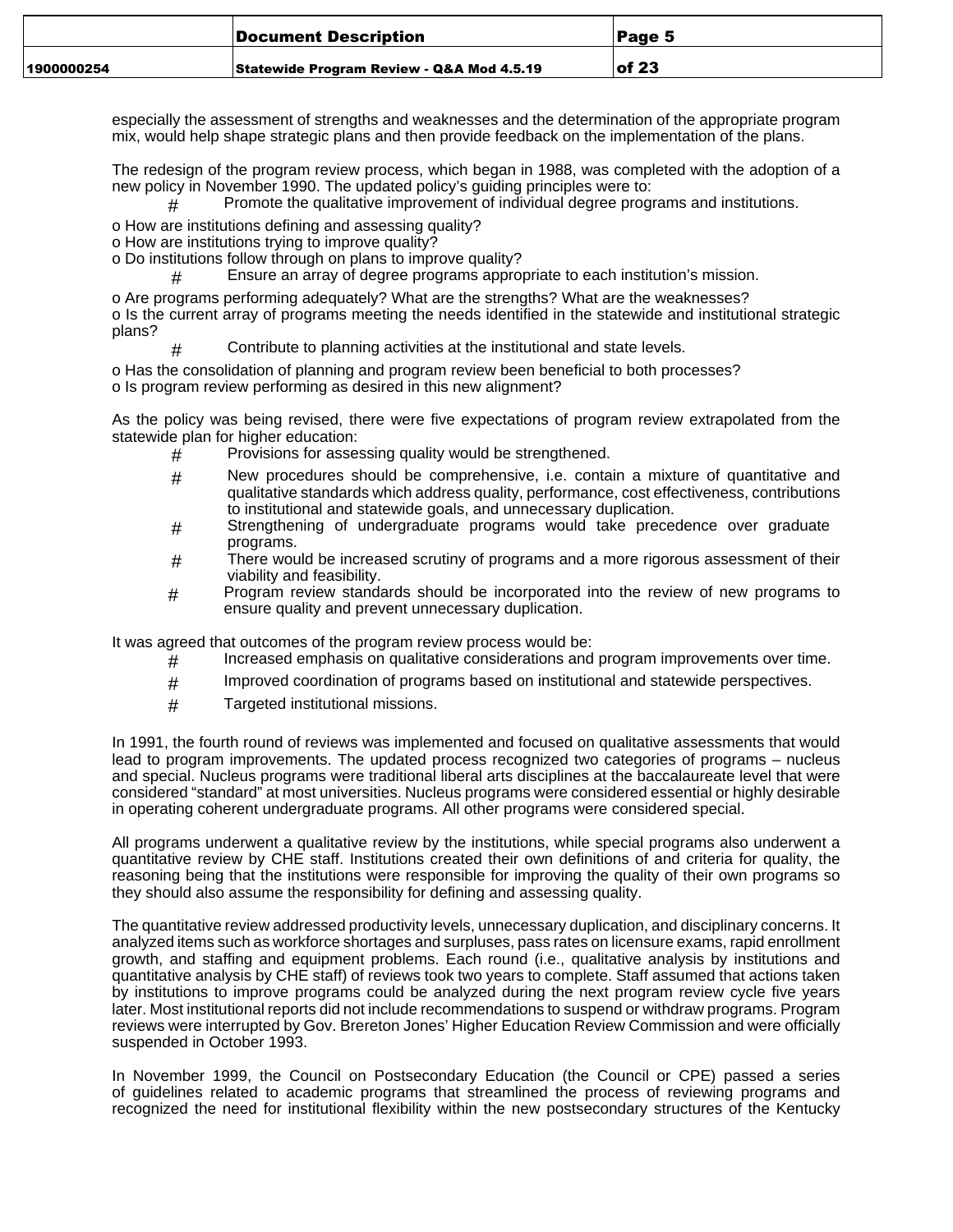especially the assessment of strengths and weaknesses and the determination of the appropriate program mix, would help shape strategic plans and then provide feedback on the implementation of the plans.

The redesign of the program review process, which began in 1988, was completed with the adoption of a new policy in November 1990. The updated policy's guiding principles were to:

- Promote the qualitative improvement of individual degree programs and institutions.
  - o How are institutions defining and assessing quality?
  - o How are institutions trying to improve quality?
  - o Do institutions follow through on plans to improve quality?
- Ensure an array of degree programs appropriate to each institution's mission.
  - o Are programs performing adequately? What are the strengths? What are the weaknesses?
  - o Is the current array of programs meeting the needs identified in the statewide and institutional strategic plans?
- Contribute to planning activities at the institutional and state levels.
  - o Has the consolidation of planning and program review been beneficial to both processes?
  - o Is program review performing as desired in this new alignment?

As the policy was being revised, there were five expectations of program review extrapolated from the statewide plan for higher education:

- Provisions for assessing quality would be strengthened.
- New procedures should be comprehensive, i.e. contain a mixture of quantitative and qualitative standards which address quality, performance, cost effectiveness, contributions to institutional and statewide goals, and unnecessary duplication.
- Strengthening of undergraduate programs would take precedence over graduate programs.
- There would be increased scrutiny of programs and a more rigorous assessment of their viability and feasibility.
- Program review standards should be incorporated into the review of new programs to ensure quality and prevent unnecessary duplication.

It was agreed that outcomes of the program review process would be:

- Increased emphasis on qualitative considerations and program improvements over time.
- Improved coordination of programs based on institutional and statewide perspectives.
- Targeted institutional missions.

In 1991, the fourth round of reviews was implemented and focused on qualitative assessments that would lead to program improvements. The updated process recognized two categories of programs – nucleus and special. Nucleus programs were traditional liberal arts disciplines at the baccalaureate level that were considered "standard" at most universities. Nucleus programs were considered essential or highly desirable in operating coherent undergraduate programs. All other programs were considered special.

All programs underwent a qualitative review by the institutions, while special programs also underwent a quantitative review by CHE staff. Institutions created their own definitions of and criteria for quality, the reasoning being that the institutions were responsible for improving the quality of their own programs so they should also assume the responsibility for defining and assessing quality.

The quantitative review addressed productivity levels, unnecessary duplication, and disciplinary concerns. It analyzed items such as workforce shortages and surpluses, pass rates on licensure exams, rapid enrollment growth, and staffing and equipment problems. Each round (i.e., qualitative analysis by institutions and quantitative analysis by CHE staff) of reviews took two years to complete. Staff assumed that actions taken by institutions to improve programs could be analyzed during the next program review cycle five years later. Most institutional reports did not include recommendations to suspend or withdraw programs. Program reviews were interrupted by Gov. Brereton Jones' Higher Education Review Commission and were officially suspended in October 1993.

In November 1999, the Council on Postsecondary Education (the Council or CPE) passed a series of guidelines related to academic programs that streamlined the process of reviewing programs and recognized the need for institutional flexibility within the new postsecondary structures of the Kentucky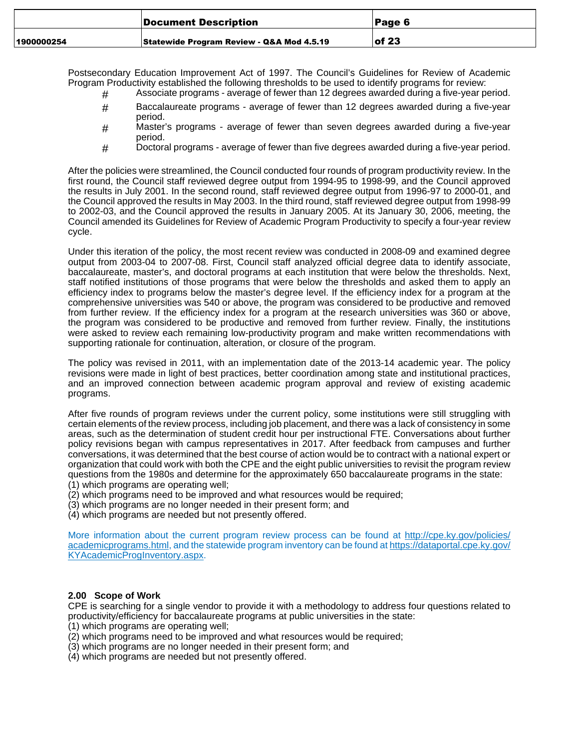Postsecondary Education Improvement Act of 1997. The Council's Guidelines for Review of Academic Program Productivity established the following thresholds to be used to identify programs for review:

- Associate programs - average of fewer than 12 degrees awarded during a five-year period.
- Baccalaureate programs - average of fewer than 12 degrees awarded during a five-year period.
- Master's programs - average of fewer than seven degrees awarded during a five-year period.
- Doctoral programs - average of fewer than five degrees awarded during a five-year period.

After the policies were streamlined, the Council conducted four rounds of program productivity review. In the first round, the Council staff reviewed degree output from 1994-95 to 1998-99, and the Council approved the results in July 2001. In the second round, staff reviewed degree output from 1996-97 to 2000-01, and the Council approved the results in May 2003. In the third round, staff reviewed degree output from 1998-99 to 2002-03, and the Council approved the results in January 2005. At its January 30, 2006, meeting, the Council amended its Guidelines for Review of Academic Program Productivity to specify a four-year review cycle.

Under this iteration of the policy, the most recent review was conducted in 2008-09 and examined degree output from 2003-04 to 2007-08. First, Council staff analyzed official degree data to identify associate, baccalaureate, master's, and doctoral programs at each institution that were below the thresholds. Next, staff notified institutions of those programs that were below the thresholds and asked them to apply an efficiency index to programs below the master's degree level. If the efficiency index for a program at the comprehensive universities was 540 or above, the program was considered to be productive and removed from further review. If the efficiency index for a program at the research universities was 360 or above, the program was considered to be productive and removed from further review. Finally, the institutions were asked to review each remaining low-productivity program and make written recommendations with supporting rationale for continuation, alteration, or closure of the program.

The policy was revised in 2011, with an implementation date of the 2013-14 academic year. The policy revisions were made in light of best practices, better coordination among state and institutional practices, and an improved connection between academic program approval and review of existing academic programs.

After five rounds of program reviews under the current policy, some institutions were still struggling with certain elements of the review process, including job placement, and there was a lack of consistency in some areas, such as the determination of student credit hour per instructional FTE. Conversations about further policy revisions began with campus representatives in 2017. After feedback from campuses and further conversations, it was determined that the best course of action would be to contract with a national expert or organization that could work with both the CPE and the eight public universities to revisit the program review questions from the 1980s and determine for the approximately 650 baccalaureate programs in the state:
(1) which programs are operating well;
(2) which programs need to be improved and what resources would be required;
(3) which programs are no longer needed in their present form; and
(4) which programs are needed but not presently offered.

More information about the current program review process can be found at http://cpe.ky.gov/policies/academicprograms.html, and the statewide program inventory can be found at https://dataportal.cpe.ky.gov/KYAcademicProgInventory.aspx.

## 2.00 Scope of Work

CPE is searching for a single vendor to provide it with a methodology to address four questions related to productivity/efficiency for baccalaureate programs at public universities in the state:
(1) which programs are operating well;
(2) which programs need to be improved and what resources would be required;
(3) which programs are no longer needed in their present form; and
(4) which programs are needed but not presently offered.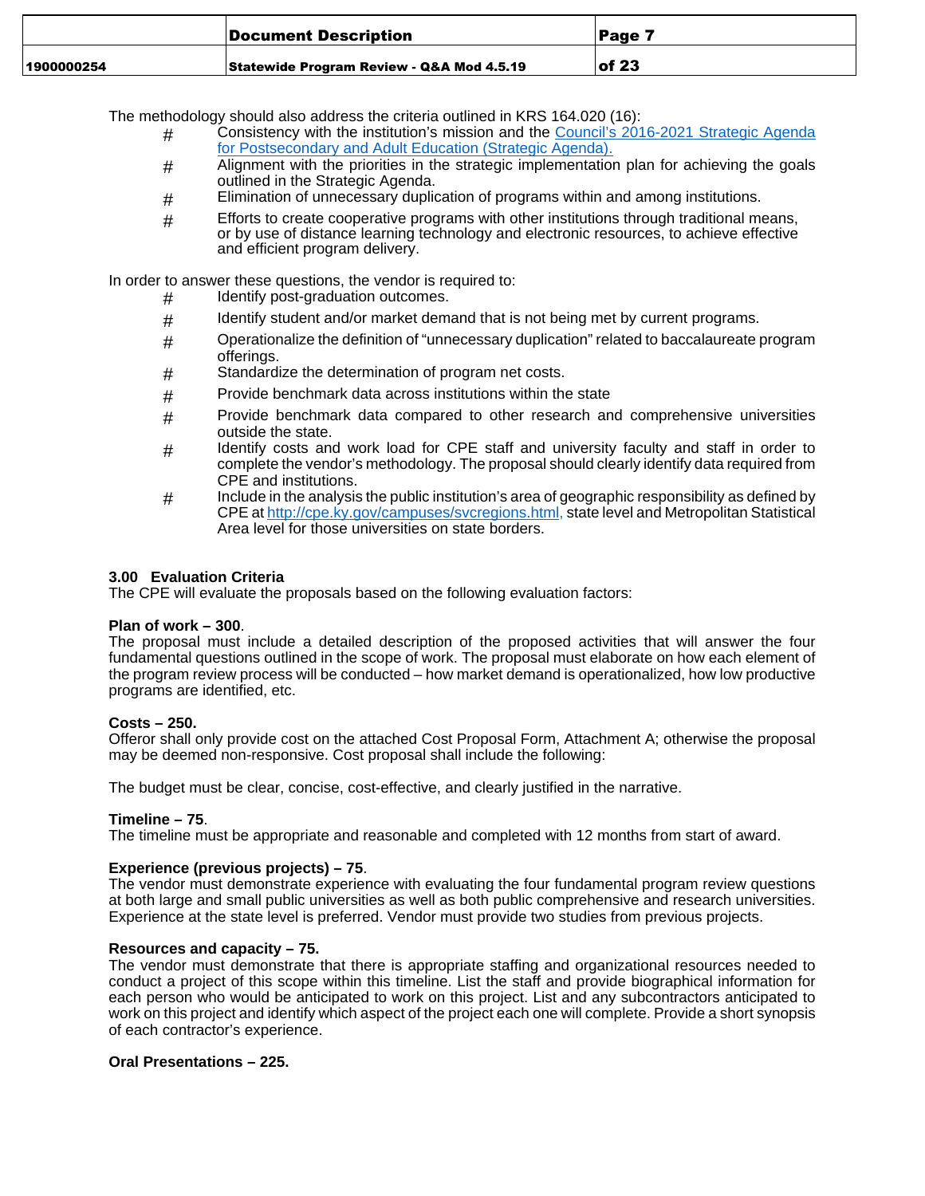The methodology should also address the criteria outlined in KRS 164.020 (16):

- Consistency with the institution's mission and the [Council's 2016-2021 Strategic Agenda for Postsecondary and Adult Education (Strategic Agenda).]()
- Alignment with the priorities in the strategic implementation plan for achieving the goals outlined in the Strategic Agenda.
- Elimination of unnecessary duplication of programs within and among institutions.
- Efforts to create cooperative programs with other institutions through traditional means, or by use of distance learning technology and electronic resources, to achieve effective and efficient program delivery.

In order to answer these questions, the vendor is required to:

- Identify post-graduation outcomes.
- Identify student and/or market demand that is not being met by current programs.
- Operationalize the definition of "unnecessary duplication" related to baccalaureate program offerings.
- Standardize the determination of program net costs.
- Provide benchmark data across institutions within the state
- Provide benchmark data compared to other research and comprehensive universities outside the state.
- Identify costs and work load for CPE staff and university faculty and staff in order to complete the vendor's methodology. The proposal should clearly identify data required from CPE and institutions.
- Include in the analysis the public institution's area of geographic responsibility as defined by CPE at http://cpe.ky.gov/campuses/svcregions.html, state level and Metropolitan Statistical Area level for those universities on state borders.

### 3.00 Evaluation Criteria

The CPE will evaluate the proposals based on the following evaluation factors:

**Plan of work – 300**.
The proposal must include a detailed description of the proposed activities that will answer the four fundamental questions outlined in the scope of work. The proposal must elaborate on how each element of the program review process will be conducted – how market demand is operationalized, how low productive programs are identified, etc.

**Costs – 250.**
Offeror shall only provide cost on the attached Cost Proposal Form, Attachment A; otherwise the proposal may be deemed non-responsive. Cost proposal shall include the following:

The budget must be clear, concise, cost-effective, and clearly justified in the narrative.

**Timeline – 75**.
The timeline must be appropriate and reasonable and completed with 12 months from start of award.

**Experience (previous projects) – 75**.
The vendor must demonstrate experience with evaluating the four fundamental program review questions at both large and small public universities as well as both public comprehensive and research universities. Experience at the state level is preferred. Vendor must provide two studies from previous projects.

**Resources and capacity – 75.**
The vendor must demonstrate that there is appropriate staffing and organizational resources needed to conduct a project of this scope within this timeline. List the staff and provide biographical information for each person who would be anticipated to work on this project. List and any subcontractors anticipated to work on this project and identify which aspect of the project each one will complete. Provide a short synopsis of each contractor's experience.

**Oral Presentations – 225.**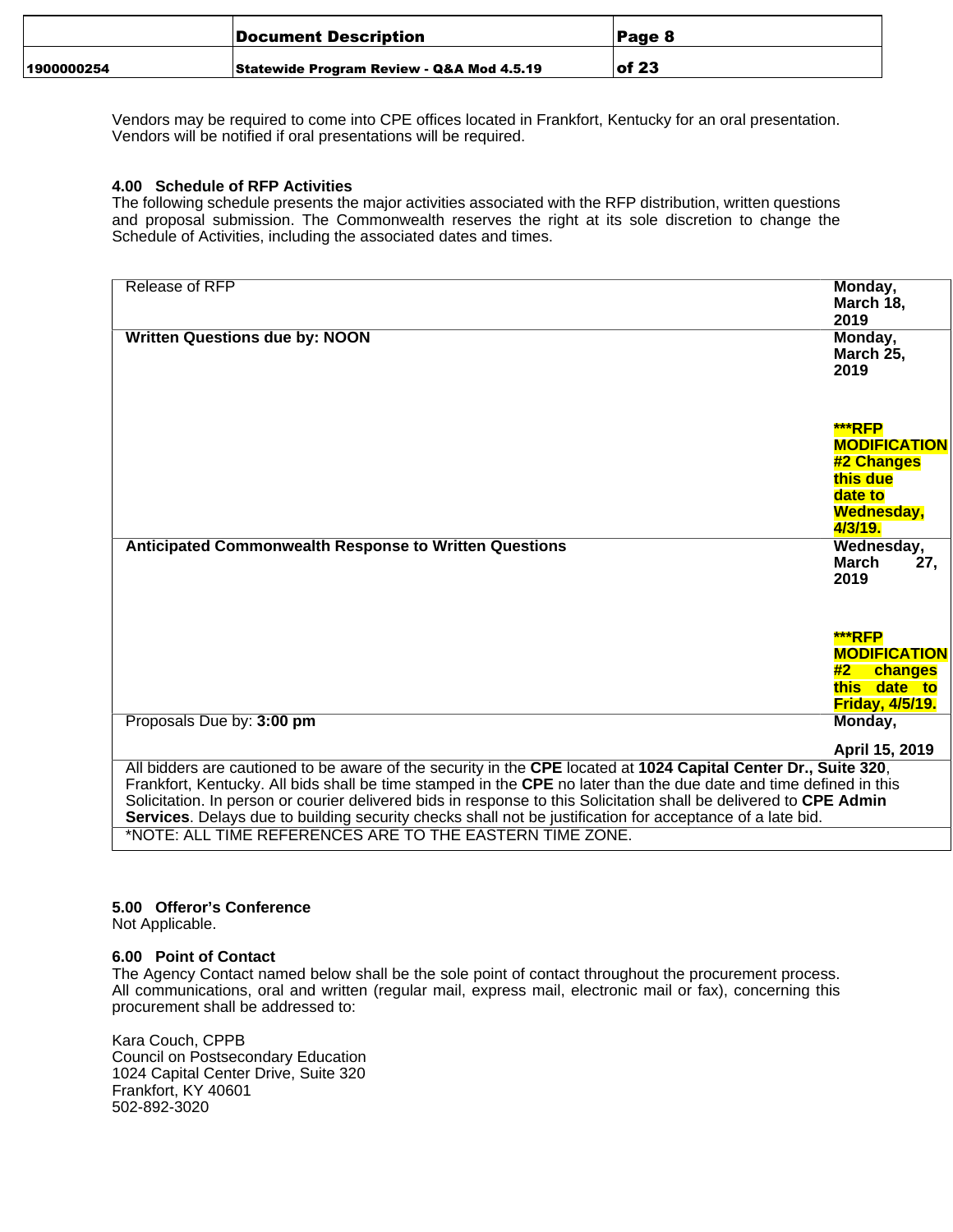Vendors may be required to come into CPE offices located in Frankfort, Kentucky for an oral presentation. Vendors will be notified if oral presentations will be required.

### 4.00 Schedule of RFP Activities

The following schedule presents the major activities associated with the RFP distribution, written questions and proposal submission. The Commonwealth reserves the right at its sole discretion to change the Schedule of Activities, including the associated dates and times.

| Activity | Date |
|---|---|
| Release of RFP | **Monday, March 18, 2019** |
| **Written Questions due by: NOON** | **Monday, March 25, 2019**<br><br>**\*\*\*RFP MODIFICATION #2 Changes this due date to Wednesday, 4/3/19.** |
| **Anticipated Commonwealth Response to Written Questions** | **Wednesday, March 27, 2019**<br><br>**\*\*\*RFP MODIFICATION #2 changes this date to Friday, 4/5/19.** |
| Proposals Due by: **3:00 pm** | **Monday, April 15, 2019** |
| All bidders are cautioned to be aware of the security in the **CPE** located at **1024 Capital Center Dr., Suite 320**, Frankfort, Kentucky. All bids shall be time stamped in the **CPE** no later than the due date and time defined in this Solicitation. In person or courier delivered bids in response to this Solicitation shall be delivered to **CPE Admin Services**. Delays due to building security checks shall not be justification for acceptance of a late bid. | |
| \*NOTE: ALL TIME REFERENCES ARE TO THE EASTERN TIME ZONE. | |

### 5.00 Offeror's Conference

Not Applicable.

### 6.00 Point of Contact

The Agency Contact named below shall be the sole point of contact throughout the procurement process. All communications, oral and written (regular mail, express mail, electronic mail or fax), concerning this procurement shall be addressed to:

Kara Couch, CPPB
Council on Postsecondary Education
1024 Capital Center Drive, Suite 320
Frankfort, KY 40601
502-892-3020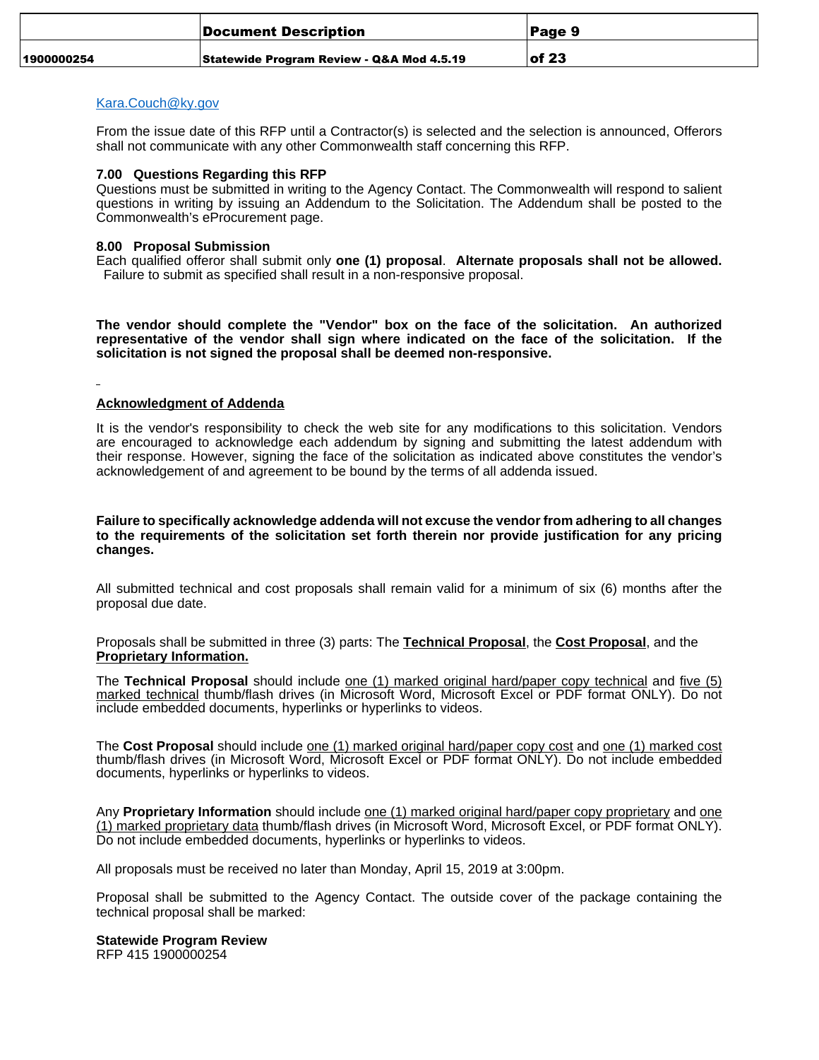[Kara.Couch@ky.gov](mailto:Kara.Couch@ky.gov)

From the issue date of this RFP until a Contractor(s) is selected and the selection is announced, Offerors shall not communicate with any other Commonwealth staff concerning this RFP.

### 7.00 Questions Regarding this RFP

Questions must be submitted in writing to the Agency Contact. The Commonwealth will respond to salient questions in writing by issuing an Addendum to the Solicitation. The Addendum shall be posted to the Commonwealth's eProcurement page.

### 8.00 Proposal Submission

Each qualified offeror shall submit only **one (1) proposal**. **Alternate proposals shall not be allowed.** Failure to submit as specified shall result in a non-responsive proposal.

**The vendor should complete the "Vendor" box on the face of the solicitation. An authorized representative of the vendor shall sign where indicated on the face of the solicitation. If the solicitation is not signed the proposal shall be deemed non-responsive.**

**Acknowledgment of Addenda**

It is the vendor's responsibility to check the web site for any modifications to this solicitation. Vendors are encouraged to acknowledge each addendum by signing and submitting the latest addendum with their response. However, signing the face of the solicitation as indicated above constitutes the vendor's acknowledgement of and agreement to be bound by the terms of all addenda issued.

**Failure to specifically acknowledge addenda will not excuse the vendor from adhering to all changes to the requirements of the solicitation set forth therein nor provide justification for any pricing changes.**

All submitted technical and cost proposals shall remain valid for a minimum of six (6) months after the proposal due date.

Proposals shall be submitted in three (3) parts: The **Technical Proposal**, the **Cost Proposal**, and the **Proprietary Information.**

The **Technical Proposal** should include one (1) marked original hard/paper copy technical and five (5) marked technical thumb/flash drives (in Microsoft Word, Microsoft Excel or PDF format ONLY). Do not include embedded documents, hyperlinks or hyperlinks to videos.

The **Cost Proposal** should include one (1) marked original hard/paper copy cost and one (1) marked cost thumb/flash drives (in Microsoft Word, Microsoft Excel or PDF format ONLY). Do not include embedded documents, hyperlinks or hyperlinks to videos.

Any **Proprietary Information** should include one (1) marked original hard/paper copy proprietary and one (1) marked proprietary data thumb/flash drives (in Microsoft Word, Microsoft Excel, or PDF format ONLY). Do not include embedded documents, hyperlinks or hyperlinks to videos.

All proposals must be received no later than Monday, April 15, 2019 at 3:00pm.

Proposal shall be submitted to the Agency Contact. The outside cover of the package containing the technical proposal shall be marked:

**Statewide Program Review**
RFP 415 1900000254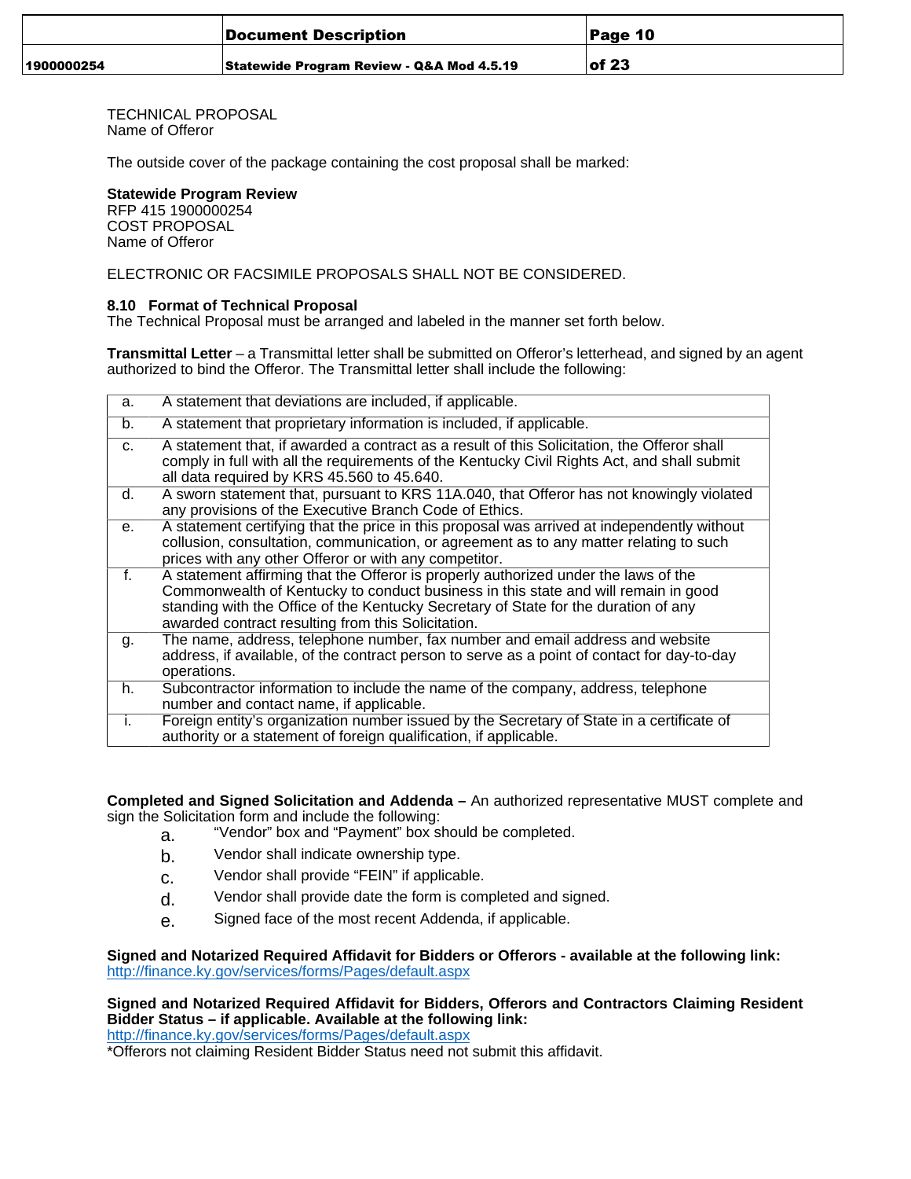TECHNICAL PROPOSAL
Name of Offeror

The outside cover of the package containing the cost proposal shall be marked:

**Statewide Program Review**
RFP 415 1900000254
COST PROPOSAL
Name of Offeror

ELECTRONIC OR FACSIMILE PROPOSALS SHALL NOT BE CONSIDERED.

### 8.10 Format of Technical Proposal

The Technical Proposal must be arranged and labeled in the manner set forth below.

**Transmittal Letter** – a Transmittal letter shall be submitted on Offeror's letterhead, and signed by an agent authorized to bind the Offeror. The Transmittal letter shall include the following:

| | |
|---|---|
| a. | A statement that deviations are included, if applicable. |
| b. | A statement that proprietary information is included, if applicable. |
| c. | A statement that, if awarded a contract as a result of this Solicitation, the Offeror shall comply in full with all the requirements of the Kentucky Civil Rights Act, and shall submit all data required by KRS 45.560 to 45.640. |
| d. | A sworn statement that, pursuant to KRS 11A.040, that Offeror has not knowingly violated any provisions of the Executive Branch Code of Ethics. |
| e. | A statement certifying that the price in this proposal was arrived at independently without collusion, consultation, communication, or agreement as to any matter relating to such prices with any other Offeror or with any competitor. |
| f. | A statement affirming that the Offeror is properly authorized under the laws of the Commonwealth of Kentucky to conduct business in this state and will remain in good standing with the Office of the Kentucky Secretary of State for the duration of any awarded contract resulting from this Solicitation. |
| g. | The name, address, telephone number, fax number and email address and website address, if available, of the contract person to serve as a point of contact for day-to-day operations. |
| h. | Subcontractor information to include the name of the company, address, telephone number and contact name, if applicable. |
| i. | Foreign entity's organization number issued by the Secretary of State in a certificate of authority or a statement of foreign qualification, if applicable. |

**Completed and Signed Solicitation and Addenda –** An authorized representative MUST complete and sign the Solicitation form and include the following:

a. "Vendor" box and "Payment" box should be completed.
b. Vendor shall indicate ownership type.
c. Vendor shall provide "FEIN" if applicable.
d. Vendor shall provide date the form is completed and signed.
e. Signed face of the most recent Addenda, if applicable.

**Signed and Notarized Required Affidavit for Bidders or Offerors - available at the following link:**
http://finance.ky.gov/services/forms/Pages/default.aspx

**Signed and Notarized Required Affidavit for Bidders, Offerors and Contractors Claiming Resident Bidder Status – if applicable. Available at the following link:**
http://finance.ky.gov/services/forms/Pages/default.aspx
*Offerors not claiming Resident Bidder Status need not submit this affidavit.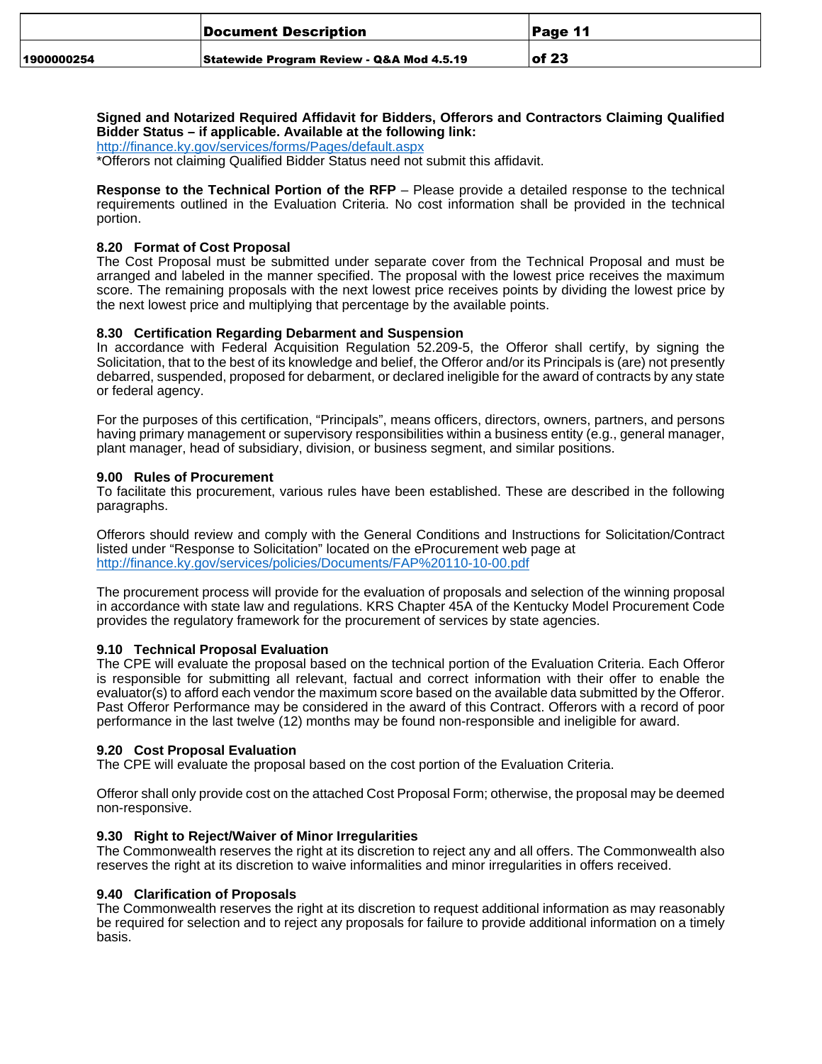**Signed and Notarized Required Affidavit for Bidders, Offerors and Contractors Claiming Qualified Bidder Status – if applicable. Available at the following link:**
http://finance.ky.gov/services/forms/Pages/default.aspx
*Offerors not claiming Qualified Bidder Status need not submit this affidavit.

**Response to the Technical Portion of the RFP** – Please provide a detailed response to the technical requirements outlined in the Evaluation Criteria. No cost information shall be provided in the technical portion.

### 8.20 Format of Cost Proposal

The Cost Proposal must be submitted under separate cover from the Technical Proposal and must be arranged and labeled in the manner specified. The proposal with the lowest price receives the maximum score. The remaining proposals with the next lowest price receives points by dividing the lowest price by the next lowest price and multiplying that percentage by the available points.

### 8.30 Certification Regarding Debarment and Suspension

In accordance with Federal Acquisition Regulation 52.209-5, the Offeror shall certify, by signing the Solicitation, that to the best of its knowledge and belief, the Offeror and/or its Principals is (are) not presently debarred, suspended, proposed for debarment, or declared ineligible for the award of contracts by any state or federal agency.

For the purposes of this certification, "Principals", means officers, directors, owners, partners, and persons having primary management or supervisory responsibilities within a business entity (e.g., general manager, plant manager, head of subsidiary, division, or business segment, and similar positions.

## 9.00 Rules of Procurement

To facilitate this procurement, various rules have been established. These are described in the following paragraphs.

Offerors should review and comply with the General Conditions and Instructions for Solicitation/Contract listed under "Response to Solicitation" located on the eProcurement web page at
http://finance.ky.gov/services/policies/Documents/FAP%20110-10-00.pdf

The procurement process will provide for the evaluation of proposals and selection of the winning proposal in accordance with state law and regulations. KRS Chapter 45A of the Kentucky Model Procurement Code provides the regulatory framework for the procurement of services by state agencies.

### 9.10 Technical Proposal Evaluation

The CPE will evaluate the proposal based on the technical portion of the Evaluation Criteria. Each Offeror is responsible for submitting all relevant, factual and correct information with their offer to enable the evaluator(s) to afford each vendor the maximum score based on the available data submitted by the Offeror. Past Offeror Performance may be considered in the award of this Contract. Offerors with a record of poor performance in the last twelve (12) months may be found non-responsible and ineligible for award.

### 9.20 Cost Proposal Evaluation

The CPE will evaluate the proposal based on the cost portion of the Evaluation Criteria.

Offeror shall only provide cost on the attached Cost Proposal Form; otherwise, the proposal may be deemed non-responsive.

### 9.30 Right to Reject/Waiver of Minor Irregularities

The Commonwealth reserves the right at its discretion to reject any and all offers. The Commonwealth also reserves the right at its discretion to waive informalities and minor irregularities in offers received.

### 9.40 Clarification of Proposals

The Commonwealth reserves the right at its discretion to request additional information as may reasonably be required for selection and to reject any proposals for failure to provide additional information on a timely basis.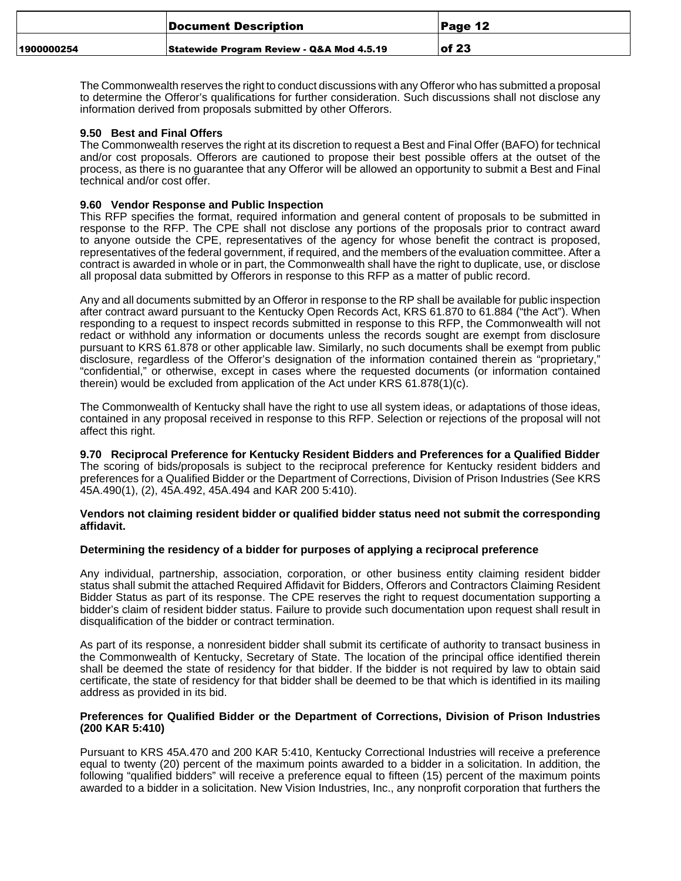The Commonwealth reserves the right to conduct discussions with any Offeror who has submitted a proposal to determine the Offeror's qualifications for further consideration. Such discussions shall not disclose any information derived from proposals submitted by other Offerors.

### 9.50 Best and Final Offers

The Commonwealth reserves the right at its discretion to request a Best and Final Offer (BAFO) for technical and/or cost proposals. Offerors are cautioned to propose their best possible offers at the outset of the process, as there is no guarantee that any Offeror will be allowed an opportunity to submit a Best and Final technical and/or cost offer.

### 9.60 Vendor Response and Public Inspection

This RFP specifies the format, required information and general content of proposals to be submitted in response to the RFP. The CPE shall not disclose any portions of the proposals prior to contract award to anyone outside the CPE, representatives of the agency for whose benefit the contract is proposed, representatives of the federal government, if required, and the members of the evaluation committee. After a contract is awarded in whole or in part, the Commonwealth shall have the right to duplicate, use, or disclose all proposal data submitted by Offerors in response to this RFP as a matter of public record.

Any and all documents submitted by an Offeror in response to the RP shall be available for public inspection after contract award pursuant to the Kentucky Open Records Act, KRS 61.870 to 61.884 ("the Act"). When responding to a request to inspect records submitted in response to this RFP, the Commonwealth will not redact or withhold any information or documents unless the records sought are exempt from disclosure pursuant to KRS 61.878 or other applicable law. Similarly, no such documents shall be exempt from public disclosure, regardless of the Offeror's designation of the information contained therein as "proprietary," "confidential," or otherwise, except in cases where the requested documents (or information contained therein) would be excluded from application of the Act under KRS 61.878(1)(c).

The Commonwealth of Kentucky shall have the right to use all system ideas, or adaptations of those ideas, contained in any proposal received in response to this RFP. Selection or rejections of the proposal will not affect this right.

### 9.70 Reciprocal Preference for Kentucky Resident Bidders and Preferences for a Qualified Bidder

The scoring of bids/proposals is subject to the reciprocal preference for Kentucky resident bidders and preferences for a Qualified Bidder or the Department of Corrections, Division of Prison Industries (See KRS 45A.490(1), (2), 45A.492, 45A.494 and KAR 200 5:410).

**Vendors not claiming resident bidder or qualified bidder status need not submit the corresponding affidavit.**

**Determining the residency of a bidder for purposes of applying a reciprocal preference**

Any individual, partnership, association, corporation, or other business entity claiming resident bidder status shall submit the attached Required Affidavit for Bidders, Offerors and Contractors Claiming Resident Bidder Status as part of its response. The CPE reserves the right to request documentation supporting a bidder's claim of resident bidder status. Failure to provide such documentation upon request shall result in disqualification of the bidder or contract termination.

As part of its response, a nonresident bidder shall submit its certificate of authority to transact business in the Commonwealth of Kentucky, Secretary of State. The location of the principal office identified therein shall be deemed the state of residency for that bidder. If the bidder is not required by law to obtain said certificate, the state of residency for that bidder shall be deemed to be that which is identified in its mailing address as provided in its bid.

**Preferences for Qualified Bidder or the Department of Corrections, Division of Prison Industries (200 KAR 5:410)**

Pursuant to KRS 45A.470 and 200 KAR 5:410, Kentucky Correctional Industries will receive a preference equal to twenty (20) percent of the maximum points awarded to a bidder in a solicitation. In addition, the following "qualified bidders" will receive a preference equal to fifteen (15) percent of the maximum points awarded to a bidder in a solicitation. New Vision Industries, Inc., any nonprofit corporation that furthers the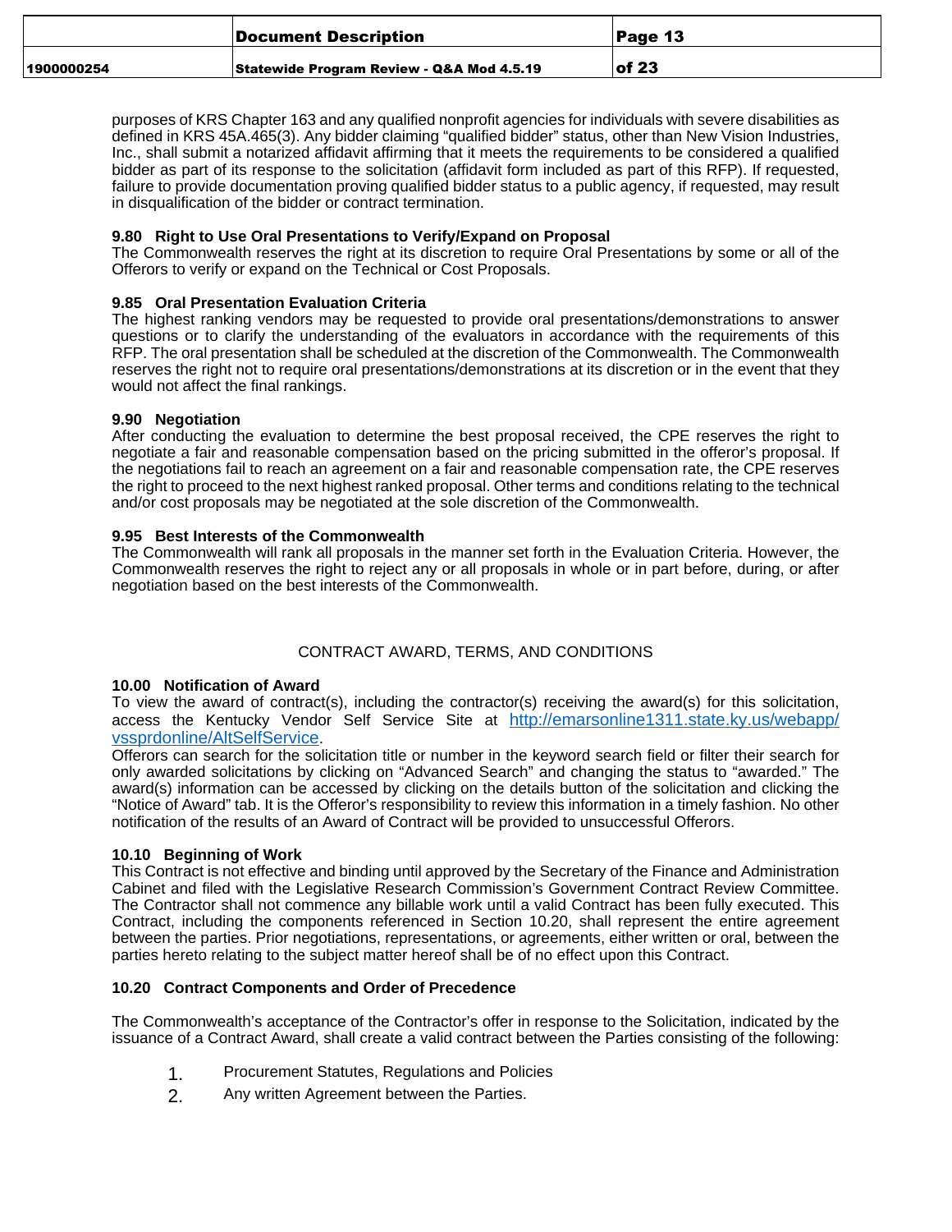purposes of KRS Chapter 163 and any qualified nonprofit agencies for individuals with severe disabilities as defined in KRS 45A.465(3). Any bidder claiming "qualified bidder" status, other than New Vision Industries, Inc., shall submit a notarized affidavit affirming that it meets the requirements to be considered a qualified bidder as part of its response to the solicitation (affidavit form included as part of this RFP). If requested, failure to provide documentation proving qualified bidder status to a public agency, if requested, may result in disqualification of the bidder or contract termination.

**9.80 Right to Use Oral Presentations to Verify/Expand on Proposal**
The Commonwealth reserves the right at its discretion to require Oral Presentations by some or all of the Offerors to verify or expand on the Technical or Cost Proposals.

**9.85 Oral Presentation Evaluation Criteria**
The highest ranking vendors may be requested to provide oral presentations/demonstrations to answer questions or to clarify the understanding of the evaluators in accordance with the requirements of this RFP. The oral presentation shall be scheduled at the discretion of the Commonwealth. The Commonwealth reserves the right not to require oral presentations/demonstrations at its discretion or in the event that they would not affect the final rankings.

**9.90 Negotiation**
After conducting the evaluation to determine the best proposal received, the CPE reserves the right to negotiate a fair and reasonable compensation based on the pricing submitted in the offeror's proposal. If the negotiations fail to reach an agreement on a fair and reasonable compensation rate, the CPE reserves the right to proceed to the next highest ranked proposal. Other terms and conditions relating to the technical and/or cost proposals may be negotiated at the sole discretion of the Commonwealth.

**9.95 Best Interests of the Commonwealth**
The Commonwealth will rank all proposals in the manner set forth in the Evaluation Criteria. However, the Commonwealth reserves the right to reject any or all proposals in whole or in part before, during, or after negotiation based on the best interests of the Commonwealth.

## CONTRACT AWARD, TERMS, AND CONDITIONS

**10.00 Notification of Award**
To view the award of contract(s), including the contractor(s) receiving the award(s) for this solicitation, access the Kentucky Vendor Self Service Site at [http://emarsonline1311.state.ky.us/webapp/vssprdonline/AltSelfService](http://emarsonline1311.state.ky.us/webapp/vssprdonline/AltSelfService).
Offerors can search for the solicitation title or number in the keyword search field or filter their search for only awarded solicitations by clicking on "Advanced Search" and changing the status to "awarded." The award(s) information can be accessed by clicking on the details button of the solicitation and clicking the "Notice of Award" tab. It is the Offeror's responsibility to review this information in a timely fashion. No other notification of the results of an Award of Contract will be provided to unsuccessful Offerors.

**10.10 Beginning of Work**
This Contract is not effective and binding until approved by the Secretary of the Finance and Administration Cabinet and filed with the Legislative Research Commission's Government Contract Review Committee. The Contractor shall not commence any billable work until a valid Contract has been fully executed. This Contract, including the components referenced in Section 10.20, shall represent the entire agreement between the parties. Prior negotiations, representations, or agreements, either written or oral, between the parties hereto relating to the subject matter hereof shall be of no effect upon this Contract.

**10.20 Contract Components and Order of Precedence**

The Commonwealth's acceptance of the Contractor's offer in response to the Solicitation, indicated by the issuance of a Contract Award, shall create a valid contract between the Parties consisting of the following:

1. Procurement Statutes, Regulations and Policies
2. Any written Agreement between the Parties.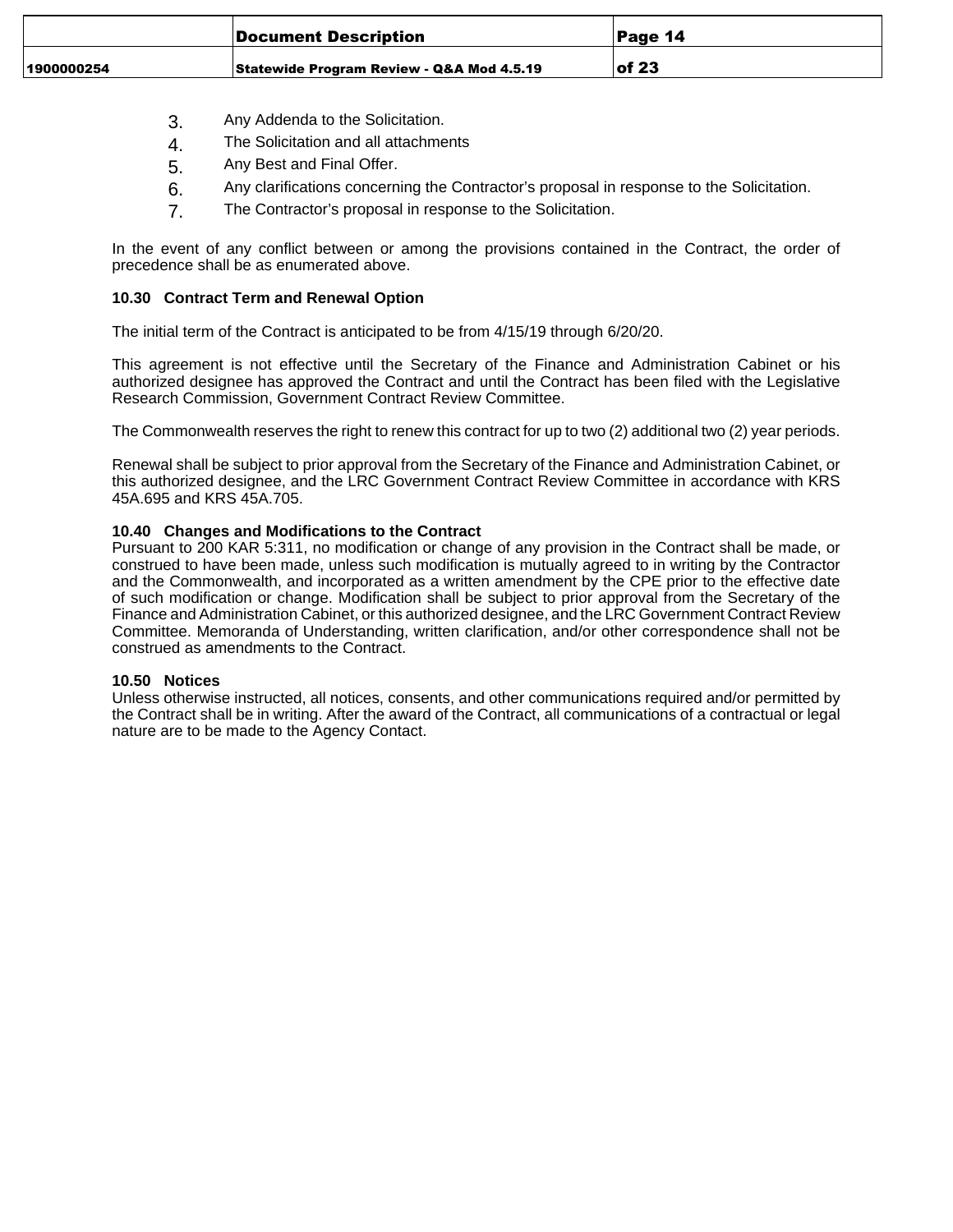3. Any Addenda to the Solicitation.
4. The Solicitation and all attachments
5. Any Best and Final Offer.
6. Any clarifications concerning the Contractor's proposal in response to the Solicitation.
7. The Contractor's proposal in response to the Solicitation.

In the event of any conflict between or among the provisions contained in the Contract, the order of precedence shall be as enumerated above.

**10.30 Contract Term and Renewal Option**

The initial term of the Contract is anticipated to be from 4/15/19 through 6/20/20.

This agreement is not effective until the Secretary of the Finance and Administration Cabinet or his authorized designee has approved the Contract and until the Contract has been filed with the Legislative Research Commission, Government Contract Review Committee.

The Commonwealth reserves the right to renew this contract for up to two (2) additional two (2) year periods.

Renewal shall be subject to prior approval from the Secretary of the Finance and Administration Cabinet, or this authorized designee, and the LRC Government Contract Review Committee in accordance with KRS 45A.695 and KRS 45A.705.

**10.40 Changes and Modifications to the Contract**

Pursuant to 200 KAR 5:311, no modification or change of any provision in the Contract shall be made, or construed to have been made, unless such modification is mutually agreed to in writing by the Contractor and the Commonwealth, and incorporated as a written amendment by the CPE prior to the effective date of such modification or change. Modification shall be subject to prior approval from the Secretary of the Finance and Administration Cabinet, or this authorized designee, and the LRC Government Contract Review Committee. Memoranda of Understanding, written clarification, and/or other correspondence shall not be construed as amendments to the Contract.

**10.50 Notices**

Unless otherwise instructed, all notices, consents, and other communications required and/or permitted by the Contract shall be in writing. After the award of the Contract, all communications of a contractual or legal nature are to be made to the Agency Contact.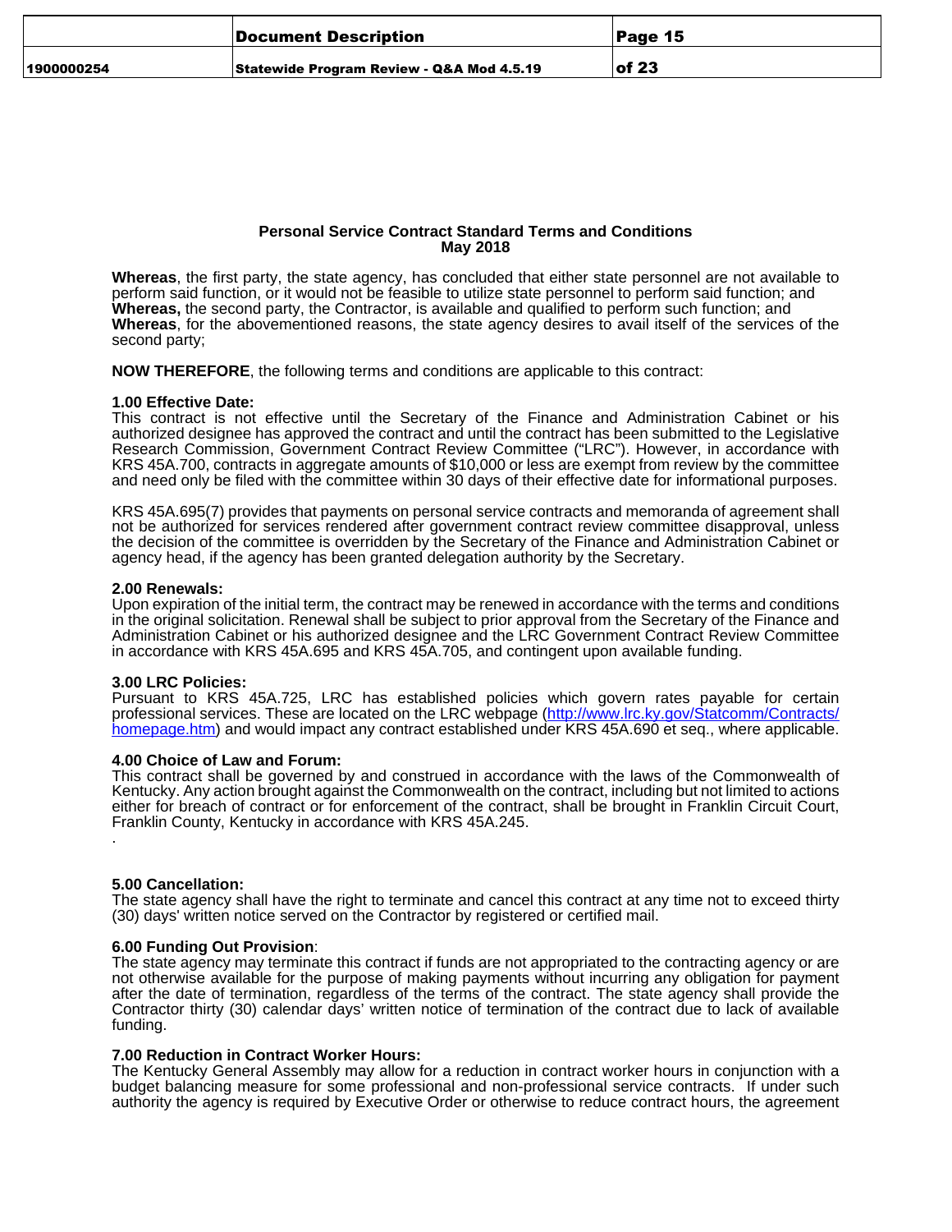**Personal Service Contract Standard Terms and Conditions**
**May 2018**

**Whereas**, the first party, the state agency, has concluded that either state personnel are not available to perform said function, or it would not be feasible to utilize state personnel to perform said function; and **Whereas,** the second party, the Contractor, is available and qualified to perform such function; and **Whereas**, for the abovementioned reasons, the state agency desires to avail itself of the services of the second party;

**NOW THEREFORE**, the following terms and conditions are applicable to this contract:

**1.00 Effective Date:**
This contract is not effective until the Secretary of the Finance and Administration Cabinet or his authorized designee has approved the contract and until the contract has been submitted to the Legislative Research Commission, Government Contract Review Committee ("LRC"). However, in accordance with KRS 45A.700, contracts in aggregate amounts of $10,000 or less are exempt from review by the committee and need only be filed with the committee within 30 days of their effective date for informational purposes.

KRS 45A.695(7) provides that payments on personal service contracts and memoranda of agreement shall not be authorized for services rendered after government contract review committee disapproval, unless the decision of the committee is overridden by the Secretary of the Finance and Administration Cabinet or agency head, if the agency has been granted delegation authority by the Secretary.

**2.00 Renewals:**
Upon expiration of the initial term, the contract may be renewed in accordance with the terms and conditions in the original solicitation. Renewal shall be subject to prior approval from the Secretary of the Finance and Administration Cabinet or his authorized designee and the LRC Government Contract Review Committee in accordance with KRS 45A.695 and KRS 45A.705, and contingent upon available funding.

**3.00 LRC Policies:**
Pursuant to KRS 45A.725, LRC has established policies which govern rates payable for certain professional services. These are located on the LRC webpage (http://www.lrc.ky.gov/Statcomm/Contracts/homepage.htm) and would impact any contract established under KRS 45A.690 et seq., where applicable.

**4.00 Choice of Law and Forum:**
This contract shall be governed by and construed in accordance with the laws of the Commonwealth of Kentucky. Any action brought against the Commonwealth on the contract, including but not limited to actions either for breach of contract or for enforcement of the contract, shall be brought in Franklin Circuit Court, Franklin County, Kentucky in accordance with KRS 45A.245.
.

**5.00 Cancellation:**
The state agency shall have the right to terminate and cancel this contract at any time not to exceed thirty (30) days' written notice served on the Contractor by registered or certified mail.

**6.00 Funding Out Provision**:
The state agency may terminate this contract if funds are not appropriated to the contracting agency or are not otherwise available for the purpose of making payments without incurring any obligation for payment after the date of termination, regardless of the terms of the contract. The state agency shall provide the Contractor thirty (30) calendar days' written notice of termination of the contract due to lack of available funding.

**7.00 Reduction in Contract Worker Hours:**
The Kentucky General Assembly may allow for a reduction in contract worker hours in conjunction with a budget balancing measure for some professional and non-professional service contracts. If under such authority the agency is required by Executive Order or otherwise to reduce contract hours, the agreement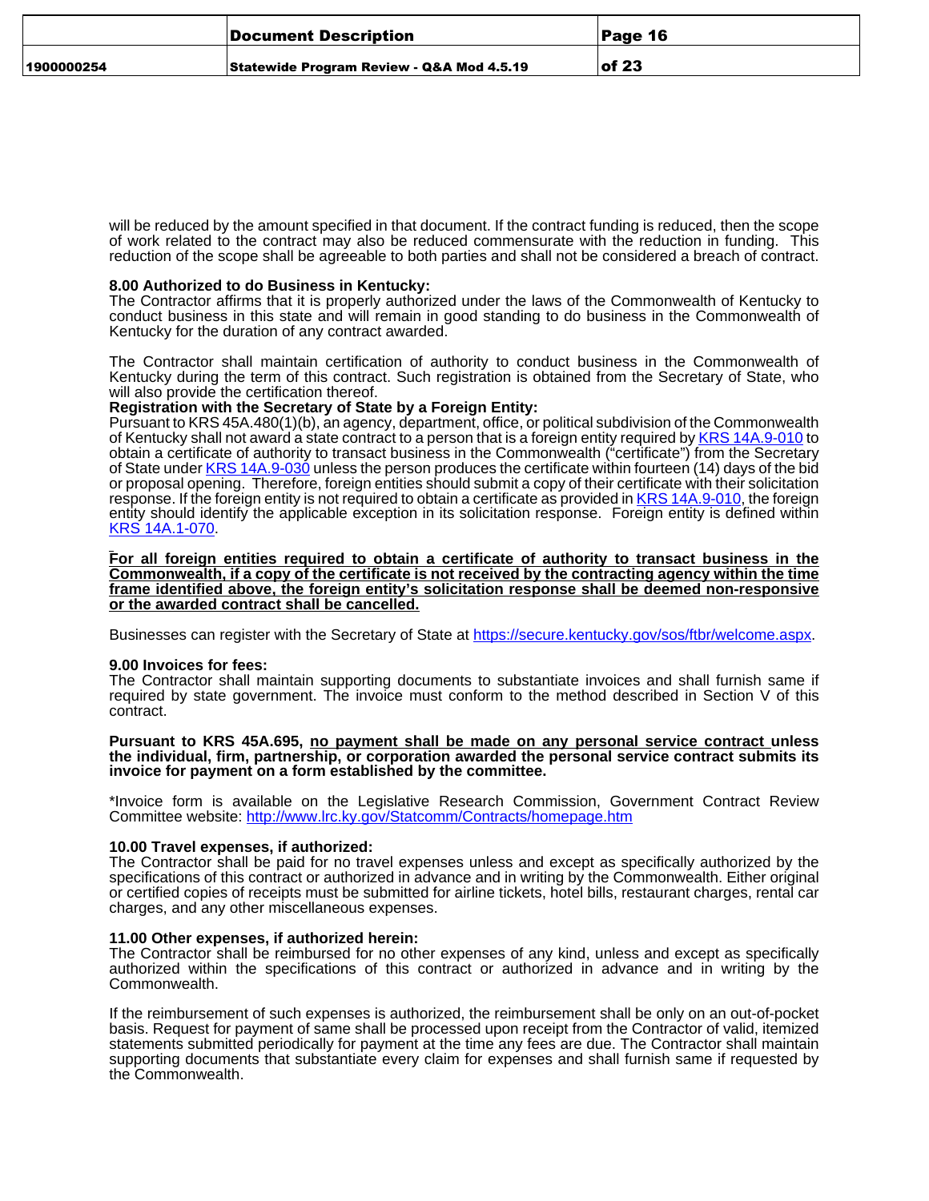will be reduced by the amount specified in that document. If the contract funding is reduced, then the scope of work related to the contract may also be reduced commensurate with the reduction in funding. This reduction of the scope shall be agreeable to both parties and shall not be considered a breach of contract.

**8.00 Authorized to do Business in Kentucky:**
The Contractor affirms that it is properly authorized under the laws of the Commonwealth of Kentucky to conduct business in this state and will remain in good standing to do business in the Commonwealth of Kentucky for the duration of any contract awarded.

The Contractor shall maintain certification of authority to conduct business in the Commonwealth of Kentucky during the term of this contract. Such registration is obtained from the Secretary of State, who will also provide the certification thereof.

**Registration with the Secretary of State by a Foreign Entity:**
Pursuant to KRS 45A.480(1)(b), an agency, department, office, or political subdivision of the Commonwealth of Kentucky shall not award a state contract to a person that is a foreign entity required by KRS 14A.9-010 to obtain a certificate of authority to transact business in the Commonwealth ("certificate") from the Secretary of State under KRS 14A.9-030 unless the person produces the certificate within fourteen (14) days of the bid or proposal opening. Therefore, foreign entities should submit a copy of their certificate with their solicitation response. If the foreign entity is not required to obtain a certificate as provided in KRS 14A.9-010, the foreign entity should identify the applicable exception in its solicitation response. Foreign entity is defined within KRS 14A.1-070.

**For all foreign entities required to obtain a certificate of authority to transact business in the Commonwealth, if a copy of the certificate is not received by the contracting agency within the time frame identified above, the foreign entity's solicitation response shall be deemed non-responsive or the awarded contract shall be cancelled.**

Businesses can register with the Secretary of State at https://secure.kentucky.gov/sos/ftbr/welcome.aspx.

**9.00 Invoices for fees:**
The Contractor shall maintain supporting documents to substantiate invoices and shall furnish same if required by state government. The invoice must conform to the method described in Section V of this contract.

**Pursuant to KRS 45A.695, no payment shall be made on any personal service contract unless the individual, firm, partnership, or corporation awarded the personal service contract submits its invoice for payment on a form established by the committee.**

*Invoice form is available on the Legislative Research Commission, Government Contract Review Committee website: http://www.lrc.ky.gov/Statcomm/Contracts/homepage.htm

**10.00 Travel expenses, if authorized:**
The Contractor shall be paid for no travel expenses unless and except as specifically authorized by the specifications of this contract or authorized in advance and in writing by the Commonwealth. Either original or certified copies of receipts must be submitted for airline tickets, hotel bills, restaurant charges, rental car charges, and any other miscellaneous expenses.

**11.00 Other expenses, if authorized herein:**
The Contractor shall be reimbursed for no other expenses of any kind, unless and except as specifically authorized within the specifications of this contract or authorized in advance and in writing by the Commonwealth.

If the reimbursement of such expenses is authorized, the reimbursement shall be only on an out-of-pocket basis. Request for payment of same shall be processed upon receipt from the Contractor of valid, itemized statements submitted periodically for payment at the time any fees are due. The Contractor shall maintain supporting documents that substantiate every claim for expenses and shall furnish same if requested by the Commonwealth.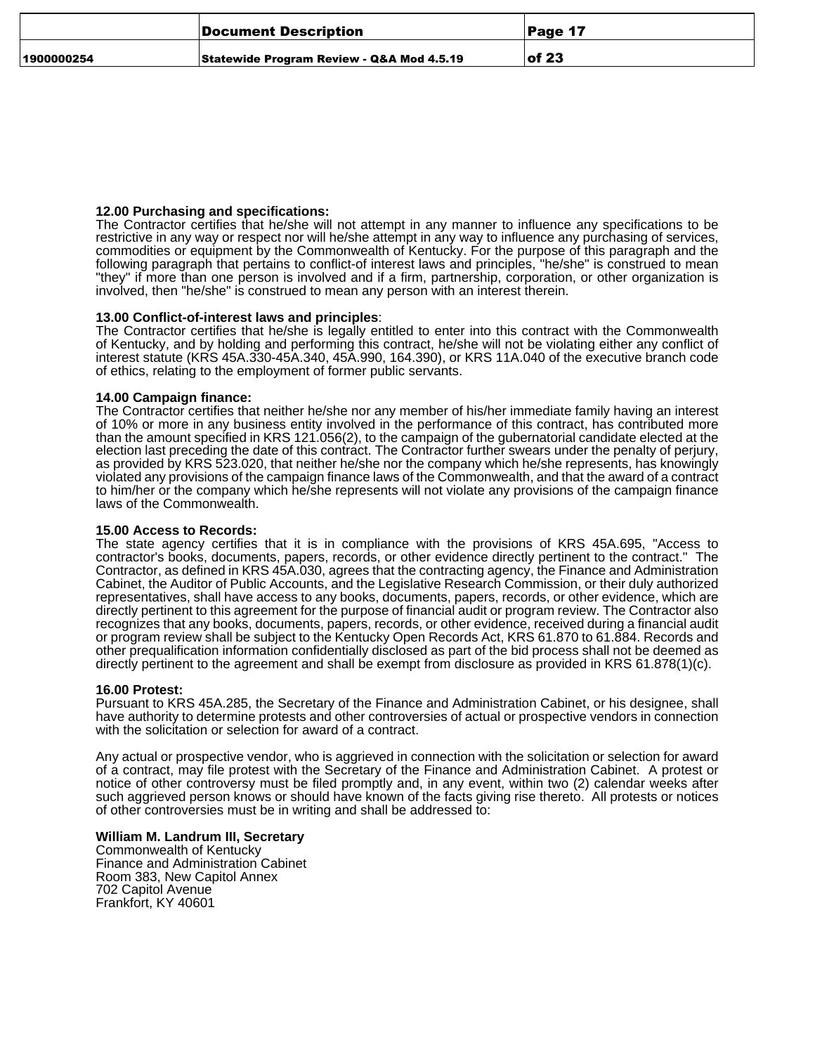**12.00 Purchasing and specifications:**
The Contractor certifies that he/she will not attempt in any manner to influence any specifications to be restrictive in any way or respect nor will he/she attempt in any way to influence any purchasing of services, commodities or equipment by the Commonwealth of Kentucky. For the purpose of this paragraph and the following paragraph that pertains to conflict-of interest laws and principles, "he/she" is construed to mean "they" if more than one person is involved and if a firm, partnership, corporation, or other organization is involved, then "he/she" is construed to mean any person with an interest therein.

**13.00 Conflict-of-interest laws and principles**:
The Contractor certifies that he/she is legally entitled to enter into this contract with the Commonwealth of Kentucky, and by holding and performing this contract, he/she will not be violating either any conflict of interest statute (KRS 45A.330-45A.340, 45A.990, 164.390), or KRS 11A.040 of the executive branch code of ethics, relating to the employment of former public servants.

**14.00 Campaign finance:**
The Contractor certifies that neither he/she nor any member of his/her immediate family having an interest of 10% or more in any business entity involved in the performance of this contract, has contributed more than the amount specified in KRS 121.056(2), to the campaign of the gubernatorial candidate elected at the election last preceding the date of this contract. The Contractor further swears under the penalty of perjury, as provided by KRS 523.020, that neither he/she nor the company which he/she represents, has knowingly violated any provisions of the campaign finance laws of the Commonwealth, and that the award of a contract to him/her or the company which he/she represents will not violate any provisions of the campaign finance laws of the Commonwealth.

**15.00 Access to Records:**
The state agency certifies that it is in compliance with the provisions of KRS 45A.695, "Access to contractor's books, documents, papers, records, or other evidence directly pertinent to the contract." The Contractor, as defined in KRS 45A.030, agrees that the contracting agency, the Finance and Administration Cabinet, the Auditor of Public Accounts, and the Legislative Research Commission, or their duly authorized representatives, shall have access to any books, documents, papers, records, or other evidence, which are directly pertinent to this agreement for the purpose of financial audit or program review. The Contractor also recognizes that any books, documents, papers, records, or other evidence, received during a financial audit or program review shall be subject to the Kentucky Open Records Act, KRS 61.870 to 61.884. Records and other prequalification information confidentially disclosed as part of the bid process shall not be deemed as directly pertinent to the agreement and shall be exempt from disclosure as provided in KRS 61.878(1)(c).

**16.00 Protest:**
Pursuant to KRS 45A.285, the Secretary of the Finance and Administration Cabinet, or his designee, shall have authority to determine protests and other controversies of actual or prospective vendors in connection with the solicitation or selection for award of a contract.

Any actual or prospective vendor, who is aggrieved in connection with the solicitation or selection for award of a contract, may file protest with the Secretary of the Finance and Administration Cabinet. A protest or notice of other controversy must be filed promptly and, in any event, within two (2) calendar weeks after such aggrieved person knows or should have known of the facts giving rise thereto. All protests or notices of other controversies must be in writing and shall be addressed to:

**William M. Landrum III, Secretary**
Commonwealth of Kentucky
Finance and Administration Cabinet
Room 383, New Capitol Annex
702 Capitol Avenue
Frankfort, KY 40601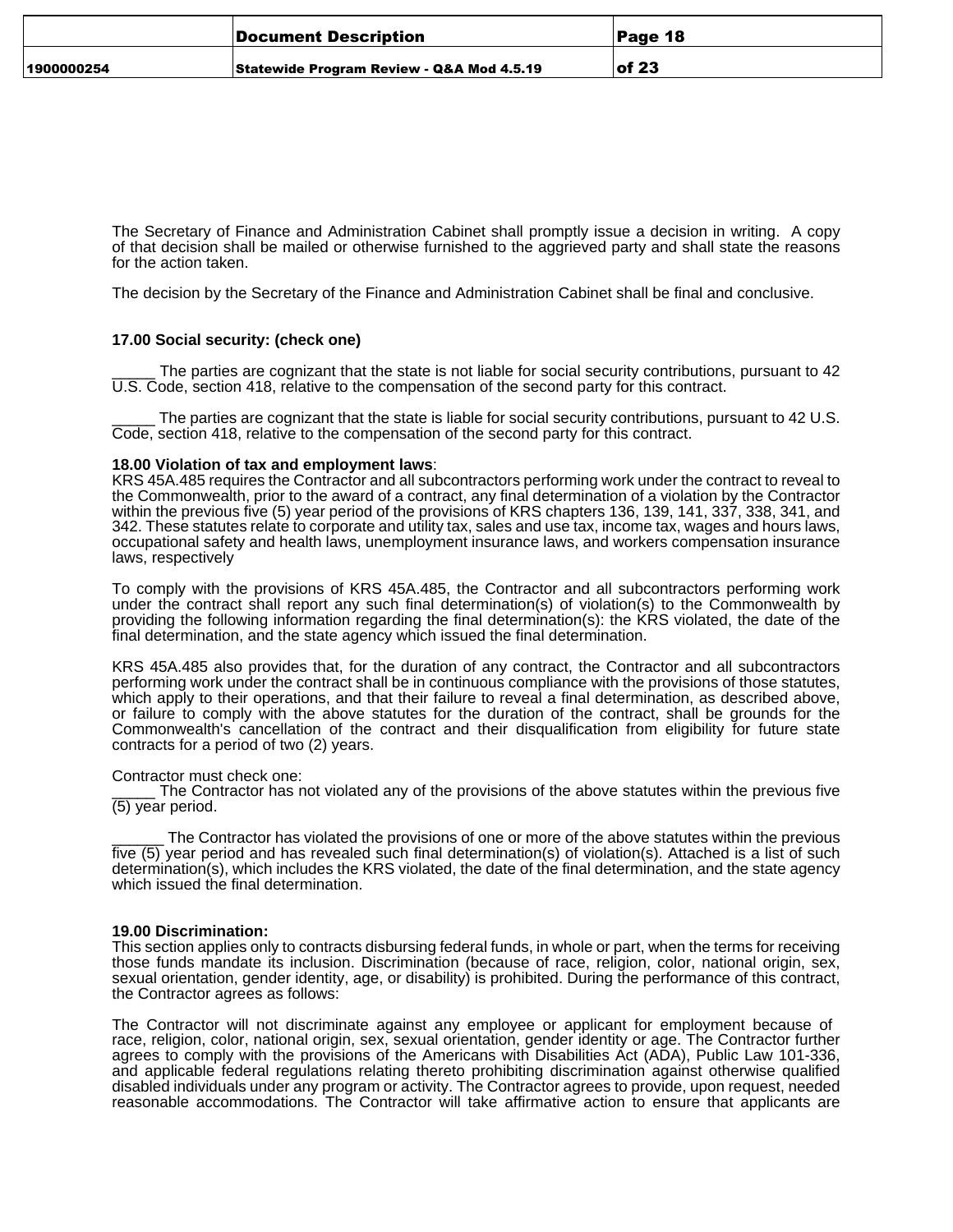The Secretary of Finance and Administration Cabinet shall promptly issue a decision in writing. A copy of that decision shall be mailed or otherwise furnished to the aggrieved party and shall state the reasons for the action taken.

The decision by the Secretary of the Finance and Administration Cabinet shall be final and conclusive.

**17.00 Social security: (check one)**

_____ The parties are cognizant that the state is not liable for social security contributions, pursuant to 42 U.S. Code, section 418, relative to the compensation of the second party for this contract.

_____ The parties are cognizant that the state is liable for social security contributions, pursuant to 42 U.S. Code, section 418, relative to the compensation of the second party for this contract.

**18.00 Violation of tax and employment laws**:
KRS 45A.485 requires the Contractor and all subcontractors performing work under the contract to reveal to the Commonwealth, prior to the award of a contract, any final determination of a violation by the Contractor within the previous five (5) year period of the provisions of KRS chapters 136, 139, 141, 337, 338, 341, and 342. These statutes relate to corporate and utility tax, sales and use tax, income tax, wages and hours laws, occupational safety and health laws, unemployment insurance laws, and workers compensation insurance laws, respectively

To comply with the provisions of KRS 45A.485, the Contractor and all subcontractors performing work under the contract shall report any such final determination(s) of violation(s) to the Commonwealth by providing the following information regarding the final determination(s): the KRS violated, the date of the final determination, and the state agency which issued the final determination.

KRS 45A.485 also provides that, for the duration of any contract, the Contractor and all subcontractors performing work under the contract shall be in continuous compliance with the provisions of those statutes, which apply to their operations, and that their failure to reveal a final determination, as described above, or failure to comply with the above statutes for the duration of the contract, shall be grounds for the Commonwealth's cancellation of the contract and their disqualification from eligibility for future state contracts for a period of two (2) years.

Contractor must check one:
_____ The Contractor has not violated any of the provisions of the above statutes within the previous five (5) year period.

______ The Contractor has violated the provisions of one or more of the above statutes within the previous five (5) year period and has revealed such final determination(s) of violation(s). Attached is a list of such determination(s), which includes the KRS violated, the date of the final determination, and the state agency which issued the final determination.

**19.00 Discrimination:**
This section applies only to contracts disbursing federal funds, in whole or part, when the terms for receiving those funds mandate its inclusion. Discrimination (because of race, religion, color, national origin, sex, sexual orientation, gender identity, age, or disability) is prohibited. During the performance of this contract, the Contractor agrees as follows:

The Contractor will not discriminate against any employee or applicant for employment because of race, religion, color, national origin, sex, sexual orientation, gender identity or age. The Contractor further agrees to comply with the provisions of the Americans with Disabilities Act (ADA), Public Law 101-336, and applicable federal regulations relating thereto prohibiting discrimination against otherwise qualified disabled individuals under any program or activity. The Contractor agrees to provide, upon request, needed reasonable accommodations. The Contractor will take affirmative action to ensure that applicants are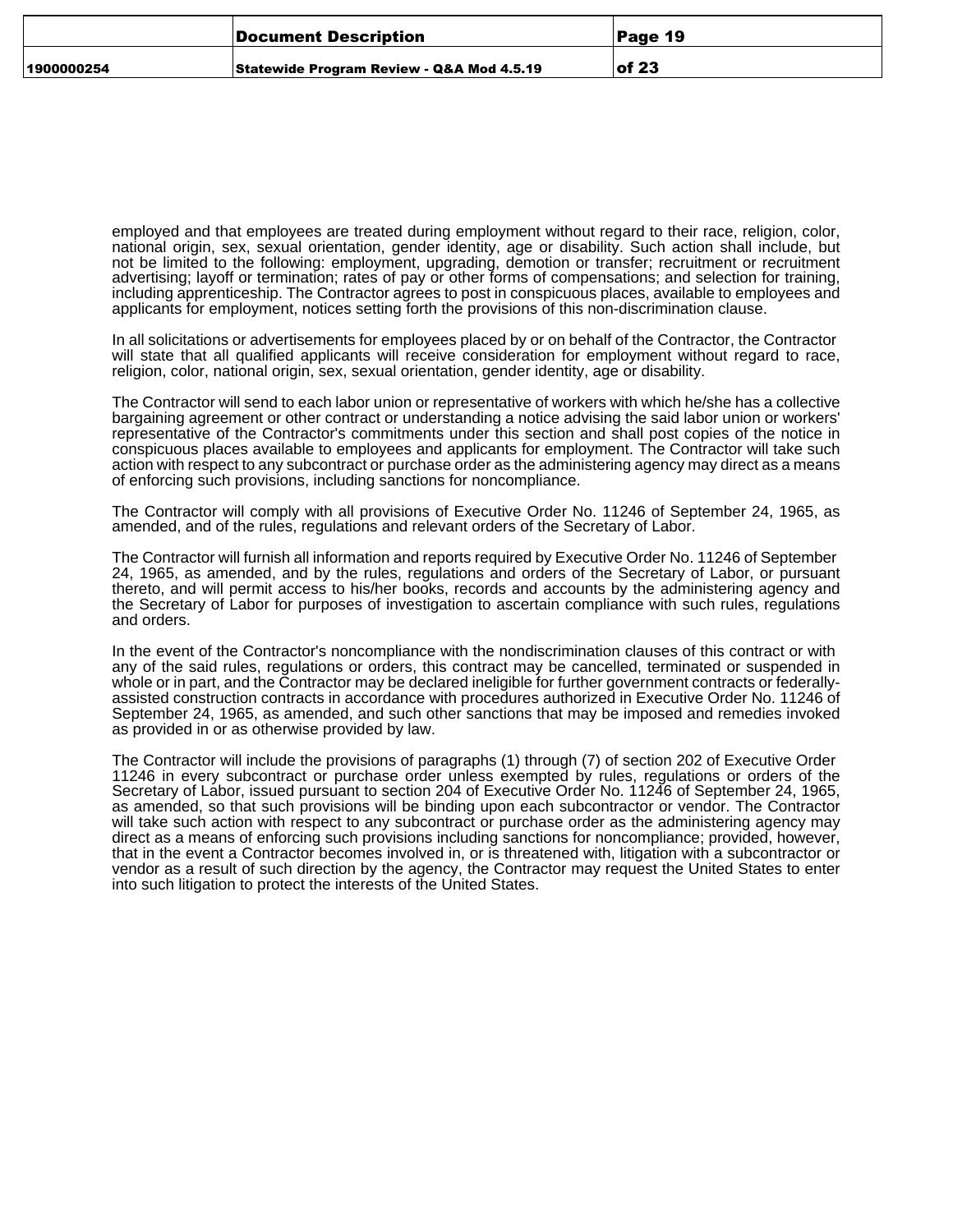employed and that employees are treated during employment without regard to their race, religion, color, national origin, sex, sexual orientation, gender identity, age or disability. Such action shall include, but not be limited to the following: employment, upgrading, demotion or transfer; recruitment or recruitment advertising; layoff or termination; rates of pay or other forms of compensations; and selection for training, including apprenticeship. The Contractor agrees to post in conspicuous places, available to employees and applicants for employment, notices setting forth the provisions of this non-discrimination clause.

In all solicitations or advertisements for employees placed by or on behalf of the Contractor, the Contractor will state that all qualified applicants will receive consideration for employment without regard to race, religion, color, national origin, sex, sexual orientation, gender identity, age or disability.

The Contractor will send to each labor union or representative of workers with which he/she has a collective bargaining agreement or other contract or understanding a notice advising the said labor union or workers' representative of the Contractor's commitments under this section and shall post copies of the notice in conspicuous places available to employees and applicants for employment. The Contractor will take such action with respect to any subcontract or purchase order as the administering agency may direct as a means of enforcing such provisions, including sanctions for noncompliance.

The Contractor will comply with all provisions of Executive Order No. 11246 of September 24, 1965, as amended, and of the rules, regulations and relevant orders of the Secretary of Labor.

The Contractor will furnish all information and reports required by Executive Order No. 11246 of September 24, 1965, as amended, and by the rules, regulations and orders of the Secretary of Labor, or pursuant thereto, and will permit access to his/her books, records and accounts by the administering agency and the Secretary of Labor for purposes of investigation to ascertain compliance with such rules, regulations and orders.

In the event of the Contractor's noncompliance with the nondiscrimination clauses of this contract or with any of the said rules, regulations or orders, this contract may be cancelled, terminated or suspended in whole or in part, and the Contractor may be declared ineligible for further government contracts or federally-assisted construction contracts in accordance with procedures authorized in Executive Order No. 11246 of September 24, 1965, as amended, and such other sanctions that may be imposed and remedies invoked as provided in or as otherwise provided by law.

The Contractor will include the provisions of paragraphs (1) through (7) of section 202 of Executive Order 11246 in every subcontract or purchase order unless exempted by rules, regulations or orders of the Secretary of Labor, issued pursuant to section 204 of Executive Order No. 11246 of September 24, 1965, as amended, so that such provisions will be binding upon each subcontractor or vendor. The Contractor will take such action with respect to any subcontract or purchase order as the administering agency may direct as a means of enforcing such provisions including sanctions for noncompliance; provided, however, that in the event a Contractor becomes involved in, or is threatened with, litigation with a subcontractor or vendor as a result of such direction by the agency, the Contractor may request the United States to enter into such litigation to protect the interests of the United States.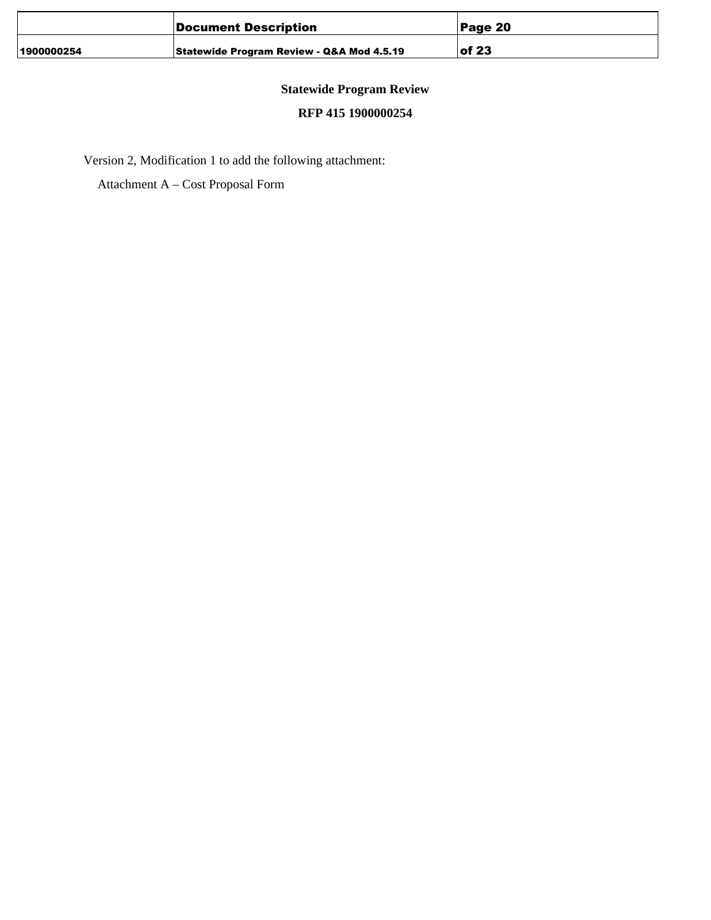**Statewide Program Review**

**RFP 415 1900000254**

Version 2, Modification 1 to add the following attachment:

Attachment A – Cost Proposal Form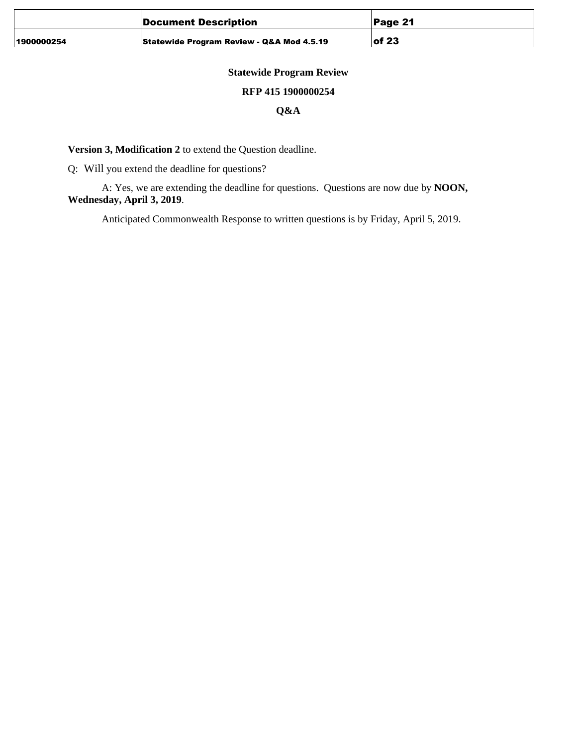**Statewide Program Review**

**RFP 415 1900000254**

**Q&A**

**Version 3, Modification 2** to extend the Question deadline.

Q: Will you extend the deadline for questions?

A: Yes, we are extending the deadline for questions. Questions are now due by **NOON, Wednesday, April 3, 2019**.

Anticipated Commonwealth Response to written questions is by Friday, April 5, 2019.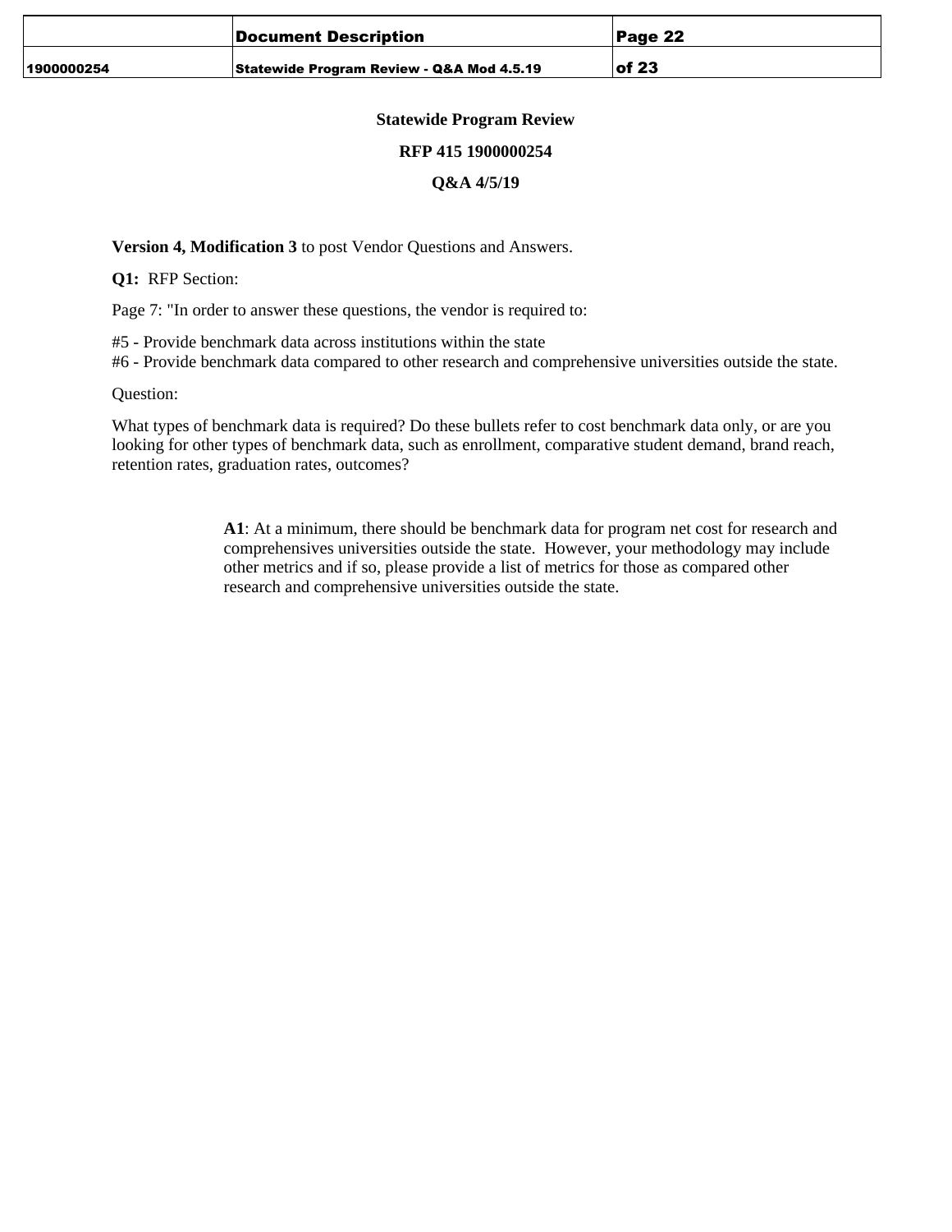**Statewide Program Review**

**RFP 415 1900000254**

**Q&A 4/5/19**

**Version 4, Modification 3** to post Vendor Questions and Answers.

**Q1:** RFP Section:

Page 7: "In order to answer these questions, the vendor is required to:

#5 - Provide benchmark data across institutions within the state
#6 - Provide benchmark data compared to other research and comprehensive universities outside the state.

Question:

What types of benchmark data is required? Do these bullets refer to cost benchmark data only, or are you looking for other types of benchmark data, such as enrollment, comparative student demand, brand reach, retention rates, graduation rates, outcomes?

> **A1**: At a minimum, there should be benchmark data for program net cost for research and comprehensives universities outside the state. However, your methodology may include other metrics and if so, please provide a list of metrics for those as compared other research and comprehensive universities outside the state.